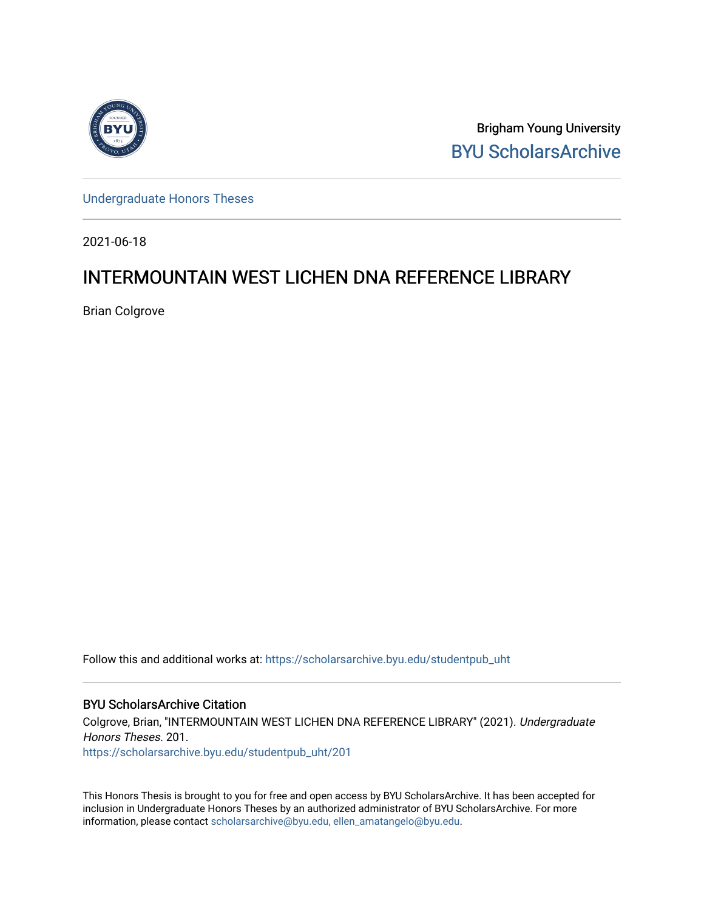Brigham Young University

BYU ScholarsArchive

Undergraduate Honors Theses

2021-06-18

# INTERMOUNTAIN WEST LICHEN DNA REFERENCE LIBRARY

Brian Colgrove

Follow this and additional works at: https://scholarsarchive.byu.edu/studentpub_uht

## BYU ScholarsArchive Citation

Colgrove, Brian, "INTERMOUNTAIN WEST LICHEN DNA REFERENCE LIBRARY" (2021). *Undergraduate Honors Theses*. 201.
https://scholarsarchive.byu.edu/studentpub_uht/201

This Honors Thesis is brought to you for free and open access by BYU ScholarsArchive. It has been accepted for inclusion in Undergraduate Honors Theses by an authorized administrator of BYU ScholarsArchive. For more information, please contact scholarsarchive@byu.edu, ellen_amatangelo@byu.edu.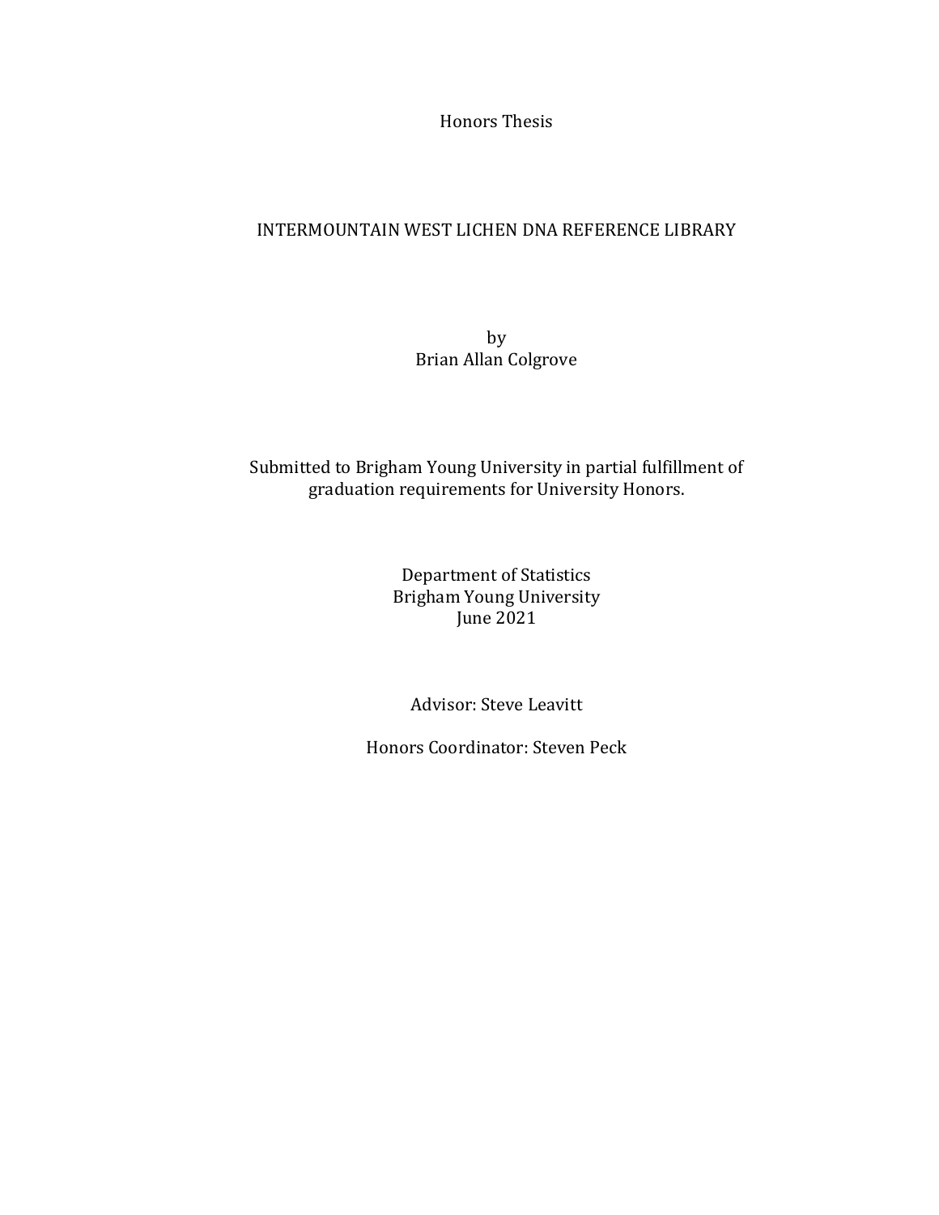Honors Thesis

# INTERMOUNTAIN WEST LICHEN DNA REFERENCE LIBRARY

by
Brian Allan Colgrove

Submitted to Brigham Young University in partial fulfillment of graduation requirements for University Honors.

Department of Statistics
Brigham Young University
June 2021

Advisor: Steve Leavitt

Honors Coordinator: Steven Peck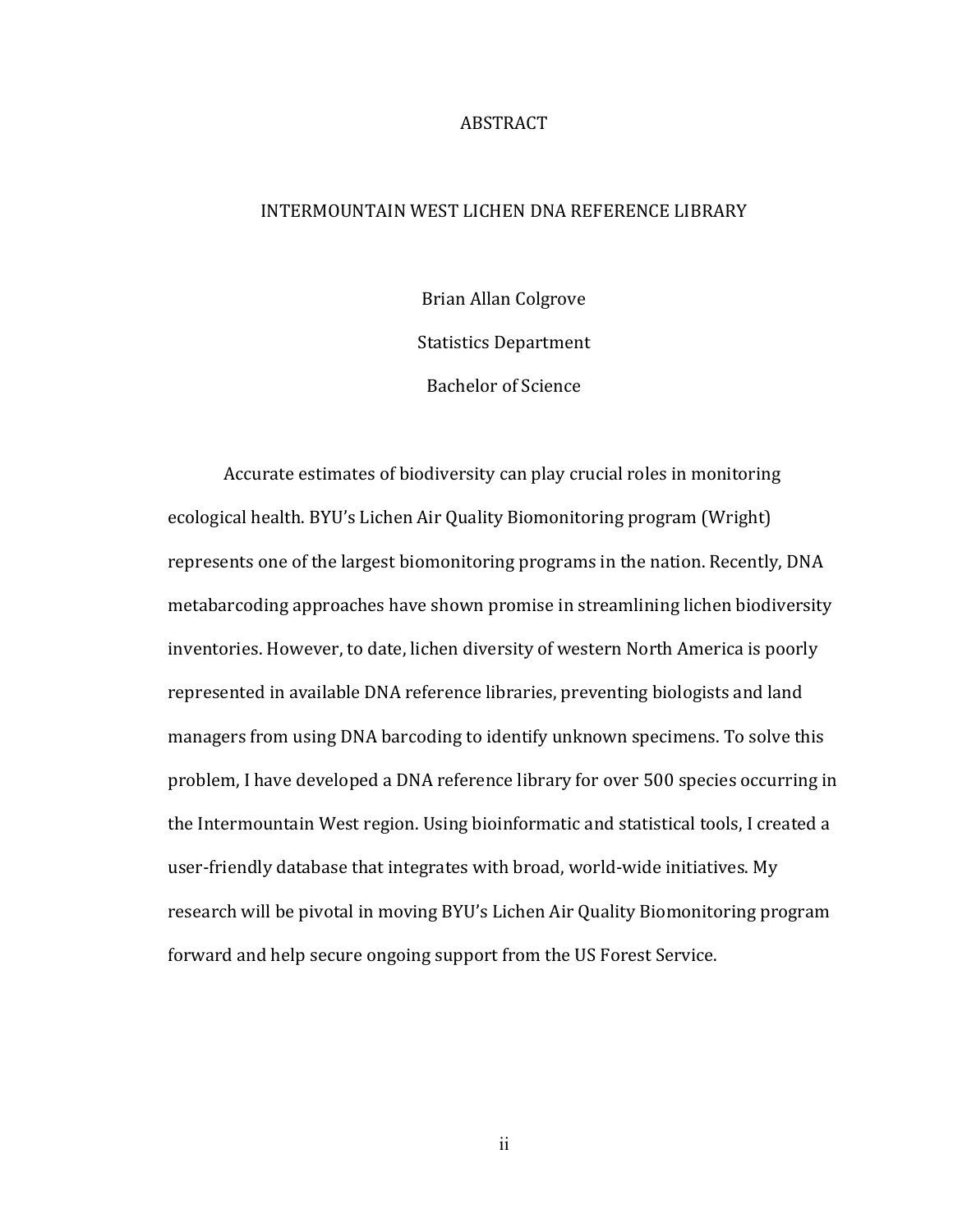# ABSTRACT

## INTERMOUNTAIN WEST LICHEN DNA REFERENCE LIBRARY

Brian Allan Colgrove

Statistics Department

Bachelor of Science

Accurate estimates of biodiversity can play crucial roles in monitoring ecological health. BYU's Lichen Air Quality Biomonitoring program (Wright) represents one of the largest biomonitoring programs in the nation. Recently, DNA metabarcoding approaches have shown promise in streamlining lichen biodiversity inventories. However, to date, lichen diversity of western North America is poorly represented in available DNA reference libraries, preventing biologists and land managers from using DNA barcoding to identify unknown specimens. To solve this problem, I have developed a DNA reference library for over 500 species occurring in the Intermountain West region. Using bioinformatic and statistical tools, I created a user-friendly database that integrates with broad, world-wide initiatives. My research will be pivotal in moving BYU's Lichen Air Quality Biomonitoring program forward and help secure ongoing support from the US Forest Service.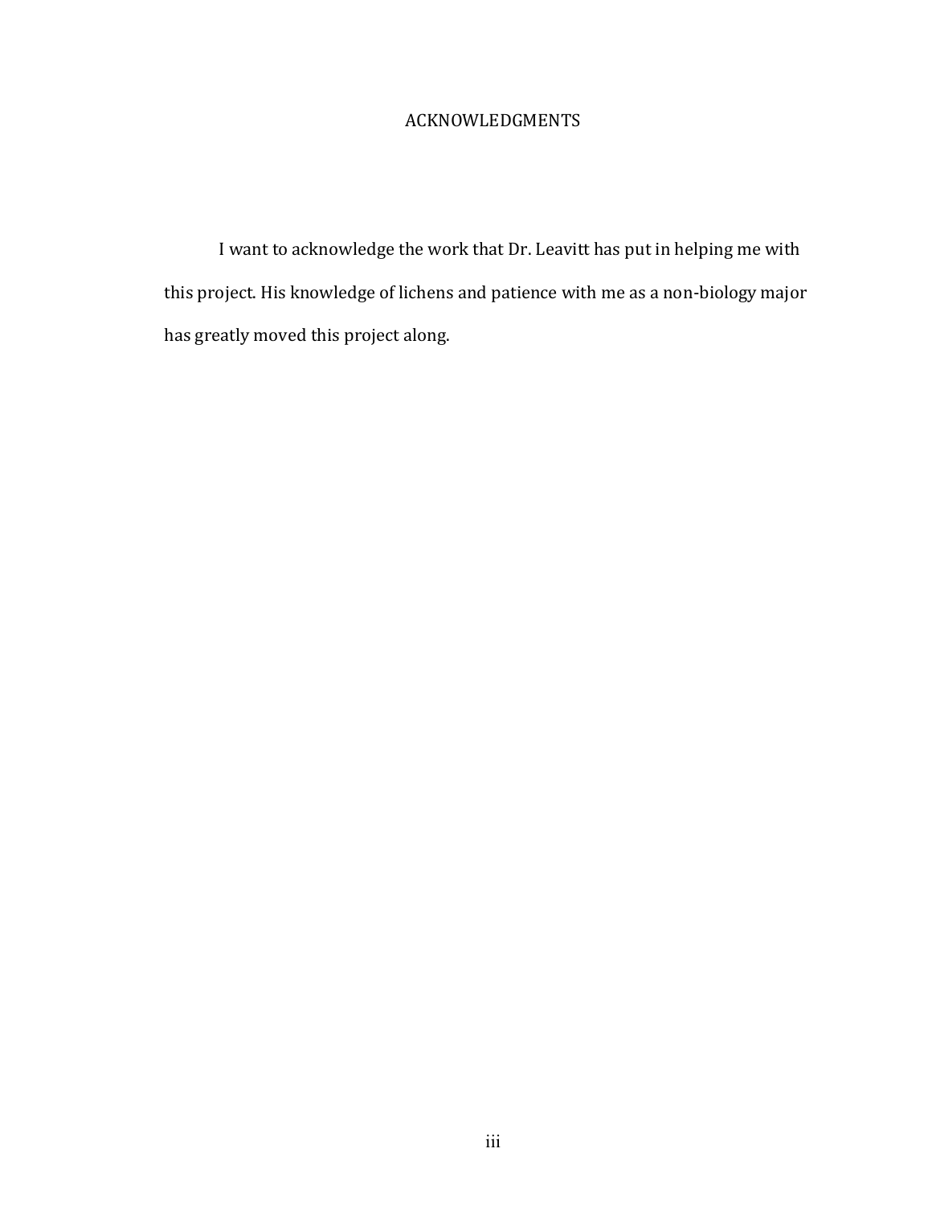# ACKNOWLEDGMENTS

I want to acknowledge the work that Dr. Leavitt has put in helping me with this project. His knowledge of lichens and patience with me as a non-biology major has greatly moved this project along.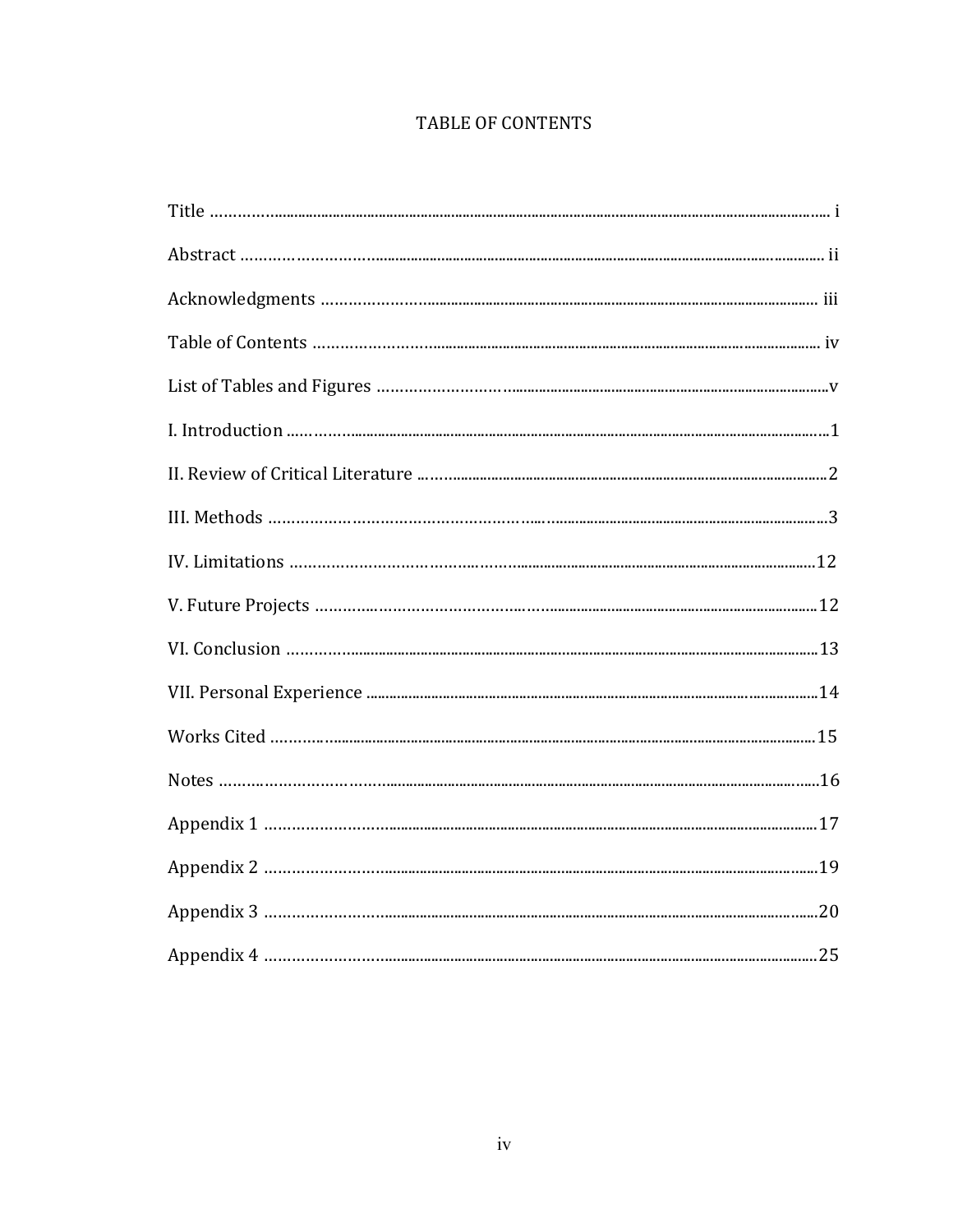# TABLE OF CONTENTS

| | |
|---|---|
| Title | i |
| Abstract | ii |
| Acknowledgments | iii |
| Table of Contents | iv |
| List of Tables and Figures | v |
| I. Introduction | 1 |
| II. Review of Critical Literature | 2 |
| III. Methods | 3 |
| IV. Limitations | 12 |
| V. Future Projects | 12 |
| VI. Conclusion | 13 |
| VII. Personal Experience | 14 |
| Works Cited | 15 |
| Notes | 16 |
| Appendix 1 | 17 |
| Appendix 2 | 19 |
| Appendix 3 | 20 |
| Appendix 4 | 25 |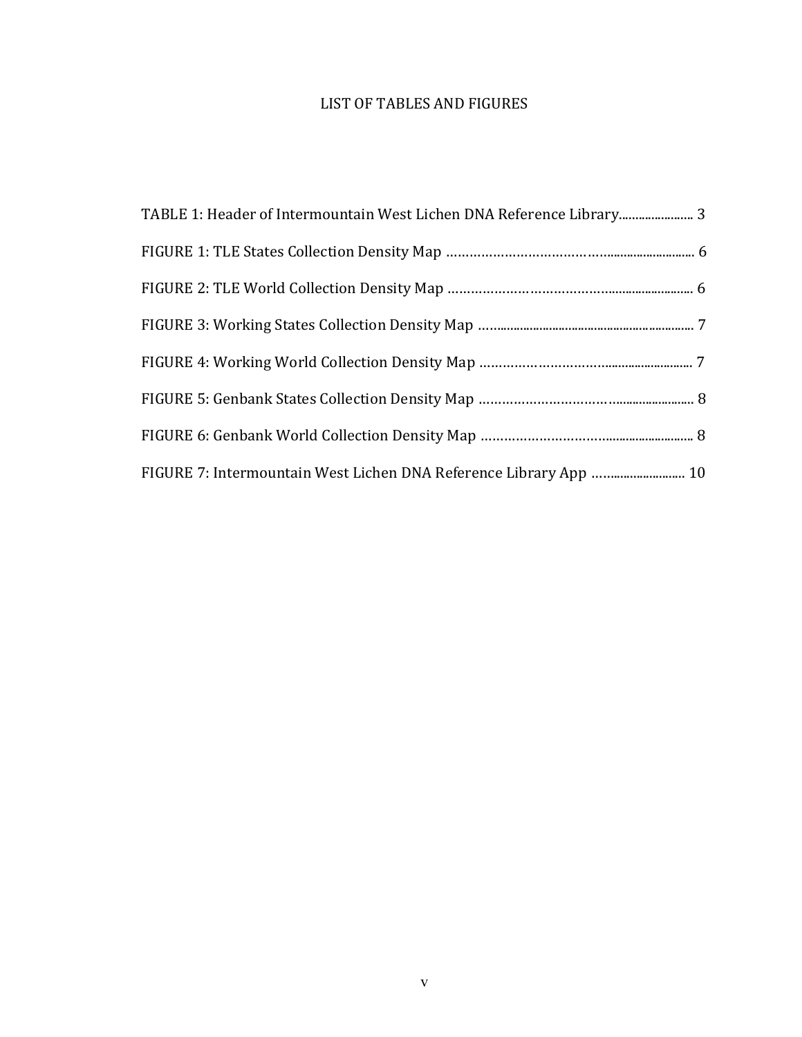# LIST OF TABLES AND FIGURES

TABLE 1: Header of Intermountain West Lichen DNA Reference Library...................... 3

FIGURE 1: TLE States Collection Density Map ............................................ 6

FIGURE 2: TLE World Collection Density Map ............................................ 6

FIGURE 3: Working States Collection Density Map ........................................ 7

FIGURE 4: Working World Collection Density Map ........................................ 7

FIGURE 5: Genbank States Collection Density Map ........................................ 8

FIGURE 6: Genbank World Collection Density Map ........................................ 8

FIGURE 7: Intermountain West Lichen DNA Reference Library App ........................ 10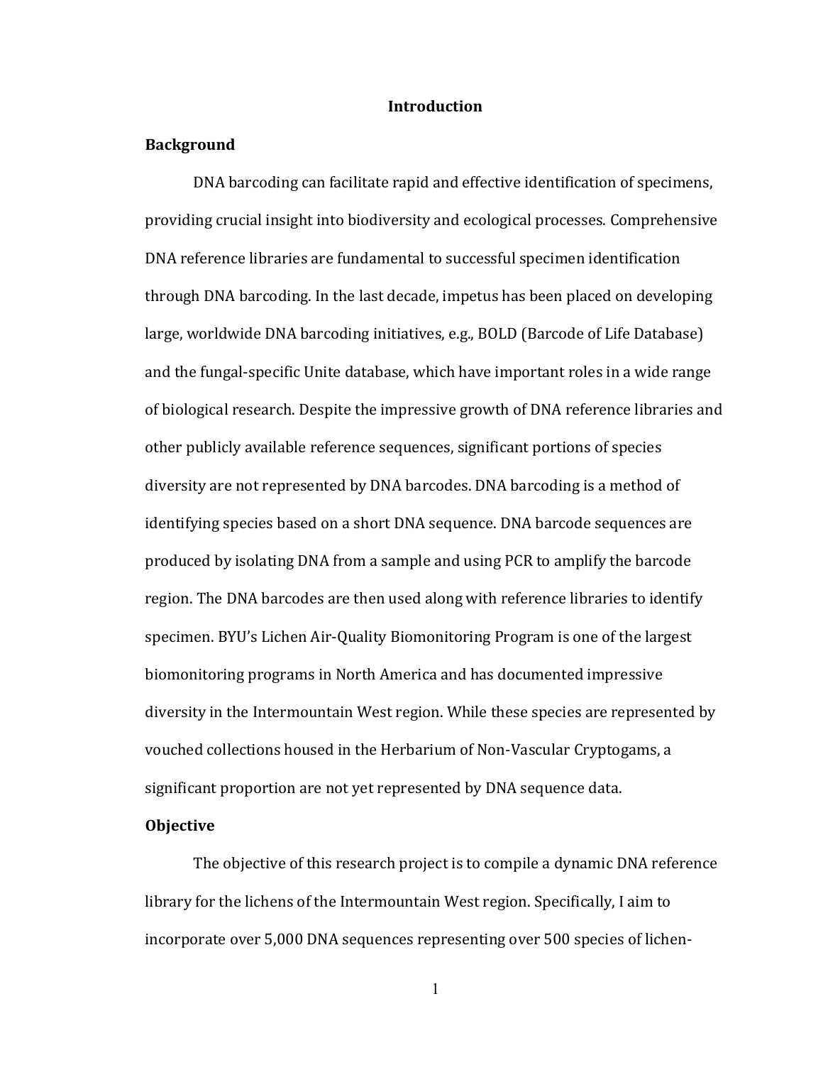# Introduction

## Background

DNA barcoding can facilitate rapid and effective identification of specimens, providing crucial insight into biodiversity and ecological processes. Comprehensive DNA reference libraries are fundamental to successful specimen identification through DNA barcoding. In the last decade, impetus has been placed on developing large, worldwide DNA barcoding initiatives, e.g., BOLD (Barcode of Life Database) and the fungal-specific Unite database, which have important roles in a wide range of biological research. Despite the impressive growth of DNA reference libraries and other publicly available reference sequences, significant portions of species diversity are not represented by DNA barcodes. DNA barcoding is a method of identifying species based on a short DNA sequence. DNA barcode sequences are produced by isolating DNA from a sample and using PCR to amplify the barcode region. The DNA barcodes are then used along with reference libraries to identify specimen. BYU's Lichen Air-Quality Biomonitoring Program is one of the largest biomonitoring programs in North America and has documented impressive diversity in the Intermountain West region. While these species are represented by vouched collections housed in the Herbarium of Non-Vascular Cryptogams, a significant proportion are not yet represented by DNA sequence data.

## Objective

The objective of this research project is to compile a dynamic DNA reference library for the lichens of the Intermountain West region. Specifically, I aim to incorporate over 5,000 DNA sequences representing over 500 species of lichen-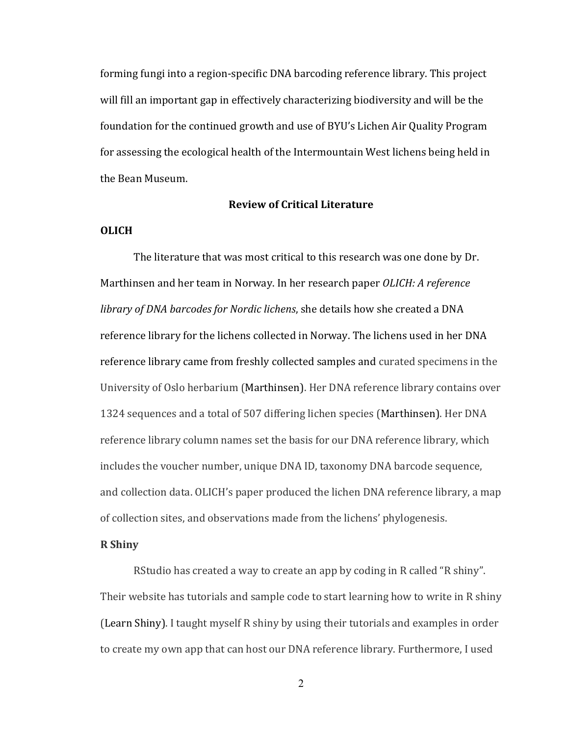forming fungi into a region-specific DNA barcoding reference library. This project will fill an important gap in effectively characterizing biodiversity and will be the foundation for the continued growth and use of BYU's Lichen Air Quality Program for assessing the ecological health of the Intermountain West lichens being held in the Bean Museum.

## Review of Critical Literature

### OLICH

The literature that was most critical to this research was one done by Dr. Marthinsen and her team in Norway. In her research paper *OLICH: A reference library of DNA barcodes for Nordic lichens*, she details how she created a DNA reference library for the lichens collected in Norway. The lichens used in her DNA reference library came from freshly collected samples and curated specimens in the University of Oslo herbarium (Marthinsen). Her DNA reference library contains over 1324 sequences and a total of 507 differing lichen species (Marthinsen). Her DNA reference library column names set the basis for our DNA reference library, which includes the voucher number, unique DNA ID, taxonomy DNA barcode sequence, and collection data. OLICH's paper produced the lichen DNA reference library, a map of collection sites, and observations made from the lichens' phylogenesis.

### R Shiny

RStudio has created a way to create an app by coding in R called "R shiny". Their website has tutorials and sample code to start learning how to write in R shiny (Learn Shiny). I taught myself R shiny by using their tutorials and examples in order to create my own app that can host our DNA reference library. Furthermore, I used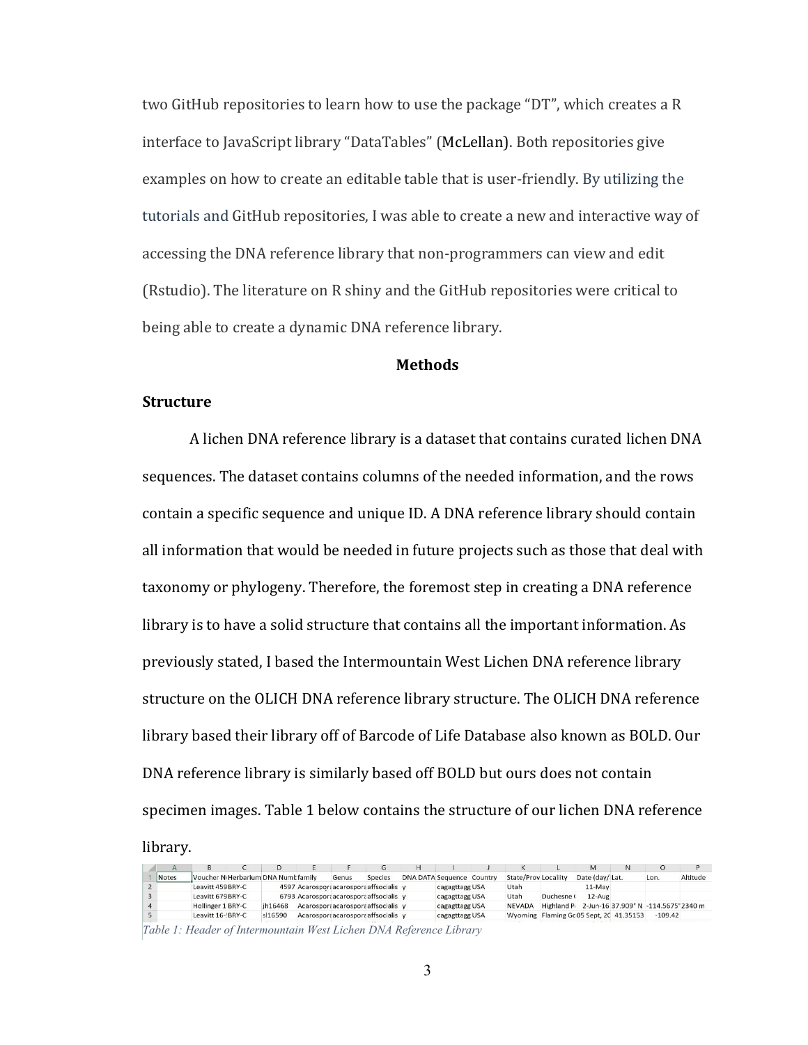two GitHub repositories to learn how to use the package "DT", which creates a R interface to JavaScript library "DataTables" (McLellan). Both repositories give examples on how to create an editable table that is user-friendly. By utilizing the tutorials and GitHub repositories, I was able to create a new and interactive way of accessing the DNA reference library that non-programmers can view and edit (Rstudio). The literature on R shiny and the GitHub repositories were critical to being able to create a dynamic DNA reference library.

## Methods

### Structure

A lichen DNA reference library is a dataset that contains curated lichen DNA sequences. The dataset contains columns of the needed information, and the rows contain a specific sequence and unique ID. A DNA reference library should contain all information that would be needed in future projects such as those that deal with taxonomy or phylogeny. Therefore, the foremost step in creating a DNA reference library is to have a solid structure that contains all the important information. As previously stated, I based the Intermountain West Lichen DNA reference library structure on the OLICH DNA reference library structure. The OLICH DNA reference library based their library off of Barcode of Life Database also known as BOLD. Our DNA reference library is similarly based off BOLD but ours does not contain specimen images. Table 1 below contains the structure of our lichen DNA reference library.

| | A | B | C | D | E | F | G | H | I | J | K | L | M | N | O | P |
|---|---|---|---|---|---|---|---|---|---|---|---|---|---|---|---|---|
| 1 | Notes | Voucher N | Herbarium | DNA Numb | family | Genus | Species | DNA DATA | Sequence | Country | State/Prov | Locallity | Date (day/ | Lat. | Lon. | Altitude |
| 2 | | Leavitt 459 | BRY-C | 4597 | Acarospor | acarospora | affsocialis | y | cagagttagg | USA | Utah | | 11-May | | | |
| 3 | | Leavitt 679 | BRY-C | 6793 | Acarospor | acarospora | affsocialis | y | cagagttagg | USA | Utah | Duchesne ( | 12-Aug | | | |
| 4 | | Hollinger 1 | BRY-C | jh16468 | Acarospor | acarospora | affsocialis | y | cagagttagg | USA | NEVADA | Highland P | 2-Jun-16 | 37.909° N | -114.5675° | 2340 m |
| 5 | | Leavitt 16- | BRY-C | sl16590 | Acarospor | acarospora | affsocialis | y | cagagttagg | USA | Wyoming | Flaming Gc | 05 Sept, 20 | 41.35153 | -109.42 | |

*Table 1: Header of Intermountain West Lichen DNA Reference Library*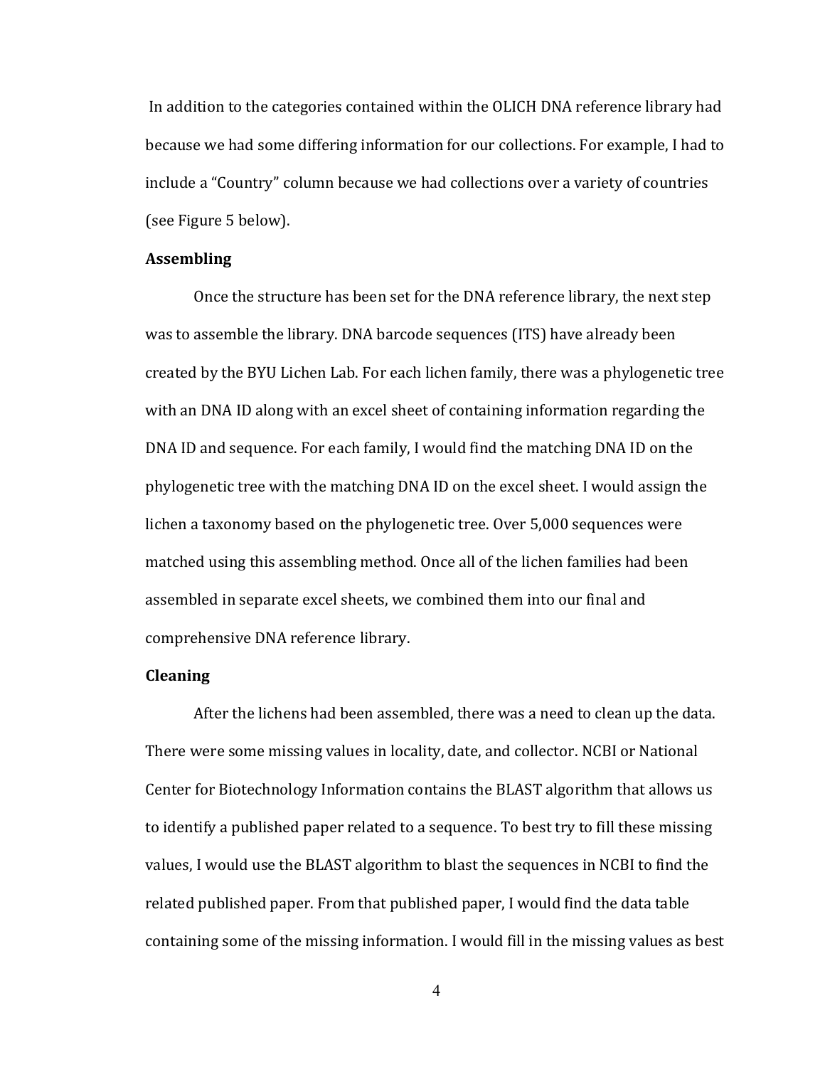In addition to the categories contained within the OLICH DNA reference library had because we had some differing information for our collections. For example, I had to include a "Country" column because we had collections over a variety of countries (see Figure 5 below).

**Assembling**

Once the structure has been set for the DNA reference library, the next step was to assemble the library. DNA barcode sequences (ITS) have already been created by the BYU Lichen Lab. For each lichen family, there was a phylogenetic tree with an DNA ID along with an excel sheet of containing information regarding the DNA ID and sequence. For each family, I would find the matching DNA ID on the phylogenetic tree with the matching DNA ID on the excel sheet. I would assign the lichen a taxonomy based on the phylogenetic tree. Over 5,000 sequences were matched using this assembling method. Once all of the lichen families had been assembled in separate excel sheets, we combined them into our final and comprehensive DNA reference library.

**Cleaning**

After the lichens had been assembled, there was a need to clean up the data. There were some missing values in locality, date, and collector. NCBI or National Center for Biotechnology Information contains the BLAST algorithm that allows us to identify a published paper related to a sequence. To best try to fill these missing values, I would use the BLAST algorithm to blast the sequences in NCBI to find the related published paper. From that published paper, I would find the data table containing some of the missing information. I would fill in the missing values as best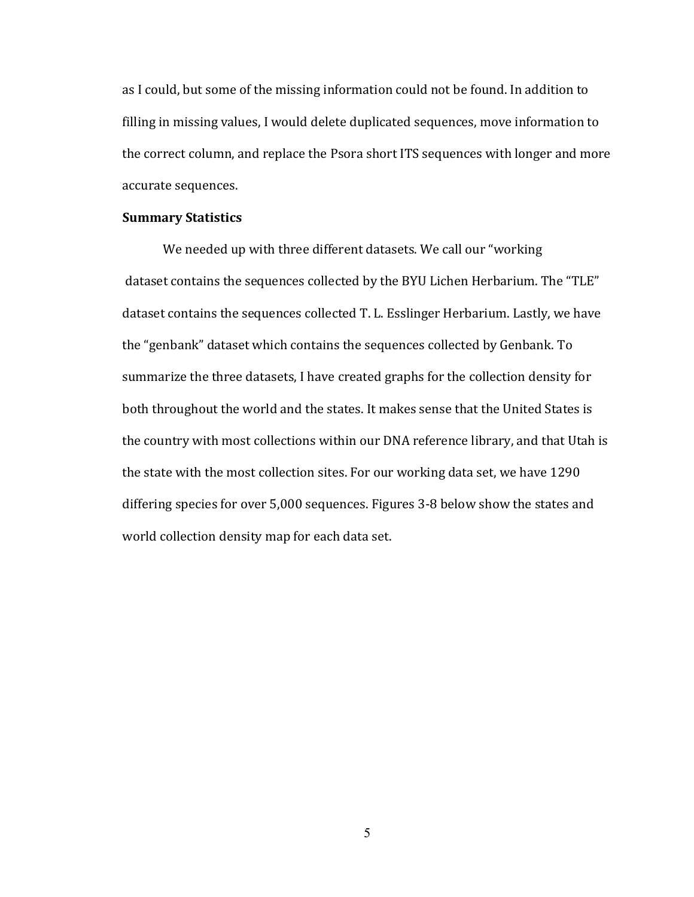as I could, but some of the missing information could not be found. In addition to filling in missing values, I would delete duplicated sequences, move information to the correct column, and replace the Psora short ITS sequences with longer and more accurate sequences.

**Summary Statistics**

We needed up with three different datasets. We call our "working dataset contains the sequences collected by the BYU Lichen Herbarium. The "TLE" dataset contains the sequences collected T. L. Esslinger Herbarium. Lastly, we have the "genbank" dataset which contains the sequences collected by Genbank. To summarize the three datasets, I have created graphs for the collection density for both throughout the world and the states. It makes sense that the United States is the country with most collections within our DNA reference library, and that Utah is the state with the most collection sites. For our working data set, we have 1290 differing species for over 5,000 sequences. Figures 3-8 below show the states and world collection density map for each data set.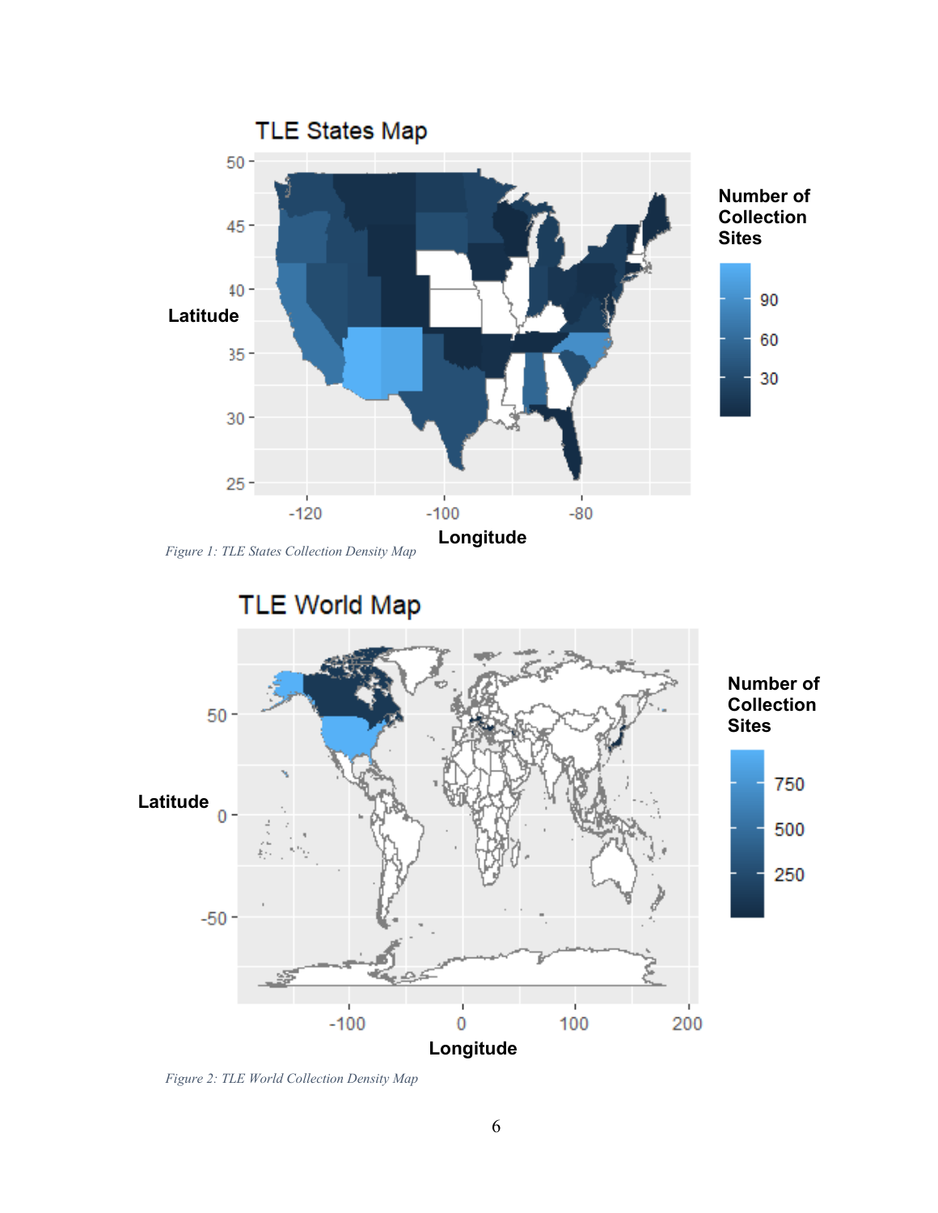Figure 1: TLE States Collection Density Map

Figure 2: TLE World Collection Density Map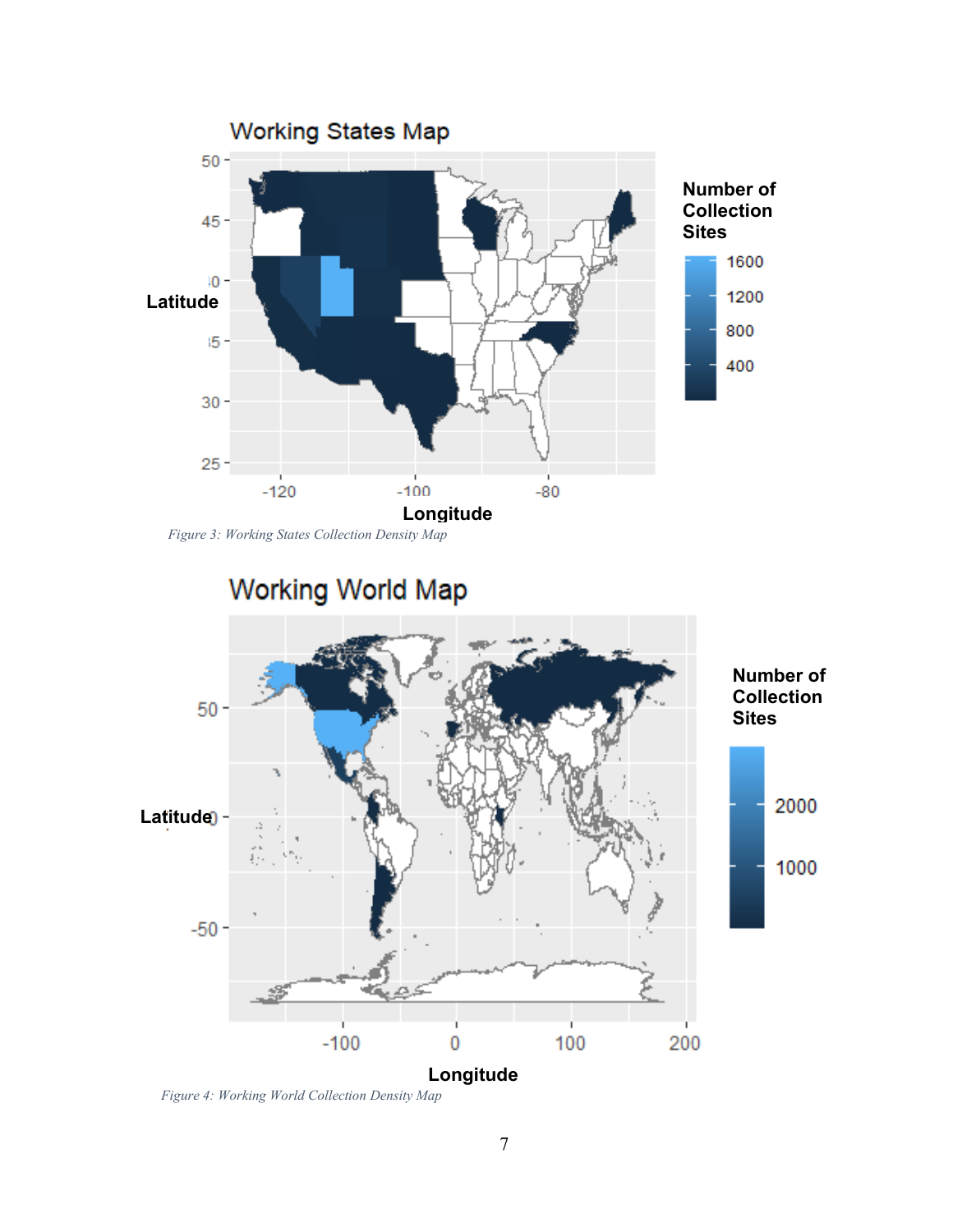Figure 3: Working States Collection Density Map

Figure 4: Working World Collection Density Map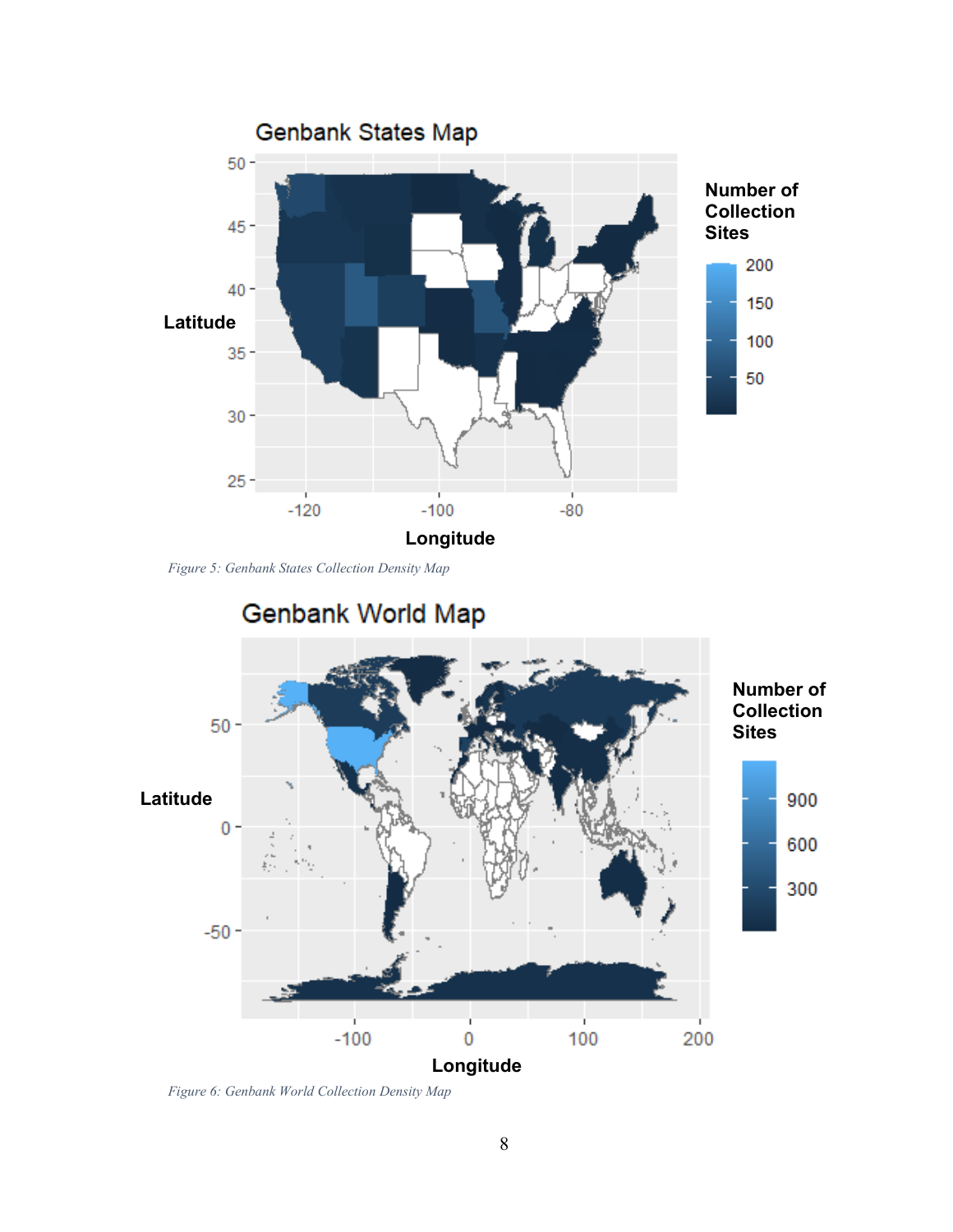Figure 5: Genbank States Collection Density Map

Figure 6: Genbank World Collection Density Map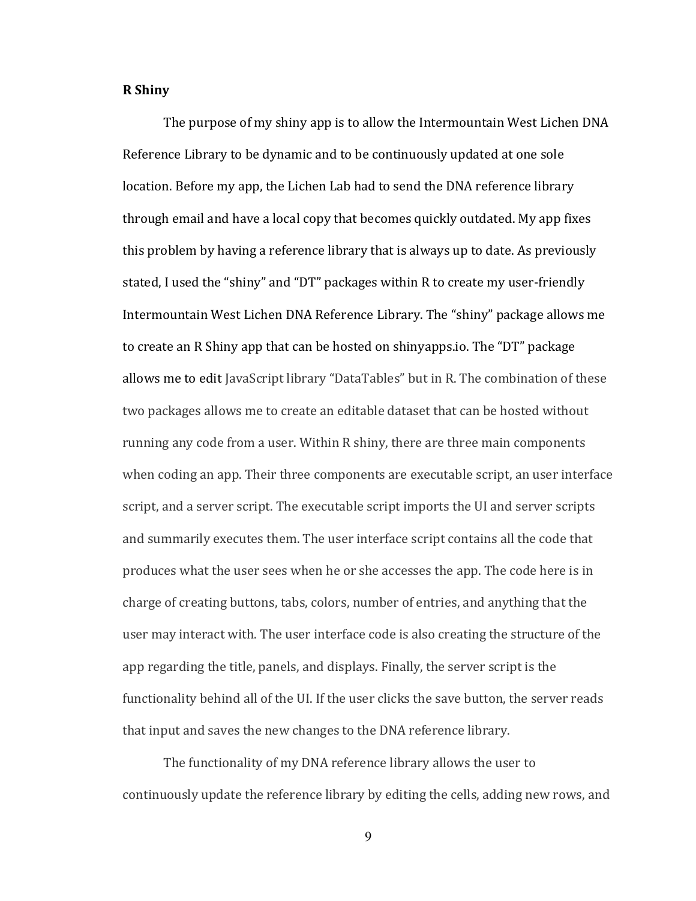**R Shiny**

The purpose of my shiny app is to allow the Intermountain West Lichen DNA Reference Library to be dynamic and to be continuously updated at one sole location. Before my app, the Lichen Lab had to send the DNA reference library through email and have a local copy that becomes quickly outdated. My app fixes this problem by having a reference library that is always up to date. As previously stated, I used the "shiny" and "DT" packages within R to create my user-friendly Intermountain West Lichen DNA Reference Library. The "shiny" package allows me to create an R Shiny app that can be hosted on shinyapps.io. The "DT" package allows me to edit JavaScript library "DataTables" but in R. The combination of these two packages allows me to create an editable dataset that can be hosted without running any code from a user. Within R shiny, there are three main components when coding an app. Their three components are executable script, an user interface script, and a server script. The executable script imports the UI and server scripts and summarily executes them. The user interface script contains all the code that produces what the user sees when he or she accesses the app. The code here is in charge of creating buttons, tabs, colors, number of entries, and anything that the user may interact with. The user interface code is also creating the structure of the app regarding the title, panels, and displays. Finally, the server script is the functionality behind all of the UI. If the user clicks the save button, the server reads that input and saves the new changes to the DNA reference library.

The functionality of my DNA reference library allows the user to continuously update the reference library by editing the cells, adding new rows, and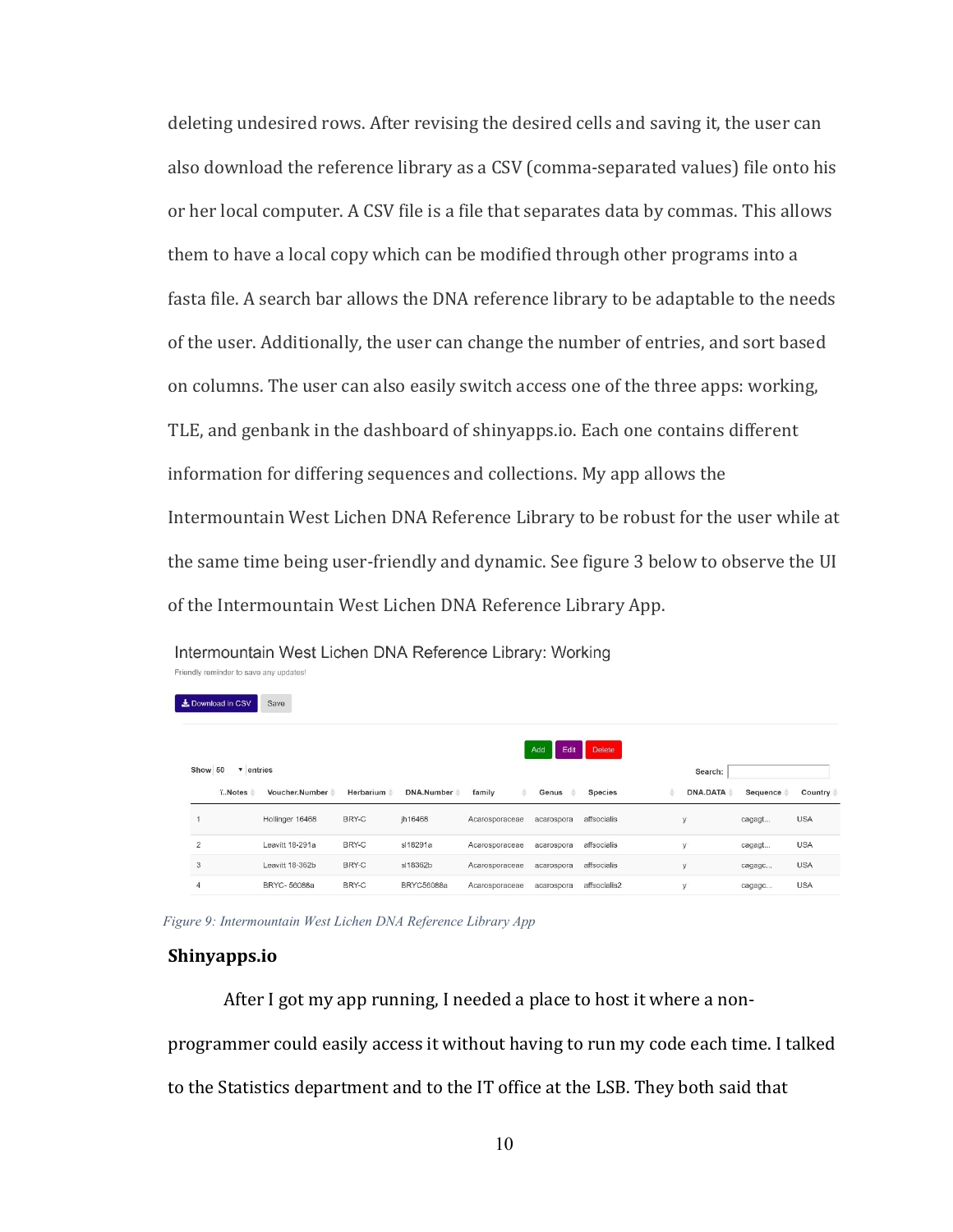deleting undesired rows. After revising the desired cells and saving it, the user can also download the reference library as a CSV (comma-separated values) file onto his or her local computer. A CSV file is a file that separates data by commas. This allows them to have a local copy which can be modified through other programs into a fasta file. A search bar allows the DNA reference library to be adaptable to the needs of the user. Additionally, the user can change the number of entries, and sort based on columns. The user can also easily switch access one of the three apps: working, TLE, and genbank in the dashboard of shinyapps.io. Each one contains different information for differing sequences and collections. My app allows the Intermountain West Lichen DNA Reference Library to be robust for the user while at the same time being user-friendly and dynamic. See figure 3 below to observe the UI of the Intermountain West Lichen DNA Reference Library App.

Intermountain West Lichen DNA Reference Library: Working

Friendly reminder to save any updates!

Download in CSV | Save

Add | Edit | Delete

Show 50 entries

Search:

| | ...Notes | Voucher.Number | Herbarium | DNA.Number | family | Genus | Species | DNA.DATA | Sequence | Country |
|---|---|---|---|---|---|---|---|---|---|---|
| 1 | | Hollinger 16468 | BRY-C | jh16468 | Acarosporaceae | acarospora | affsocialis | y | cagagt... | USA |
| 2 | | Leavitt 18-291a | BRY-C | sl18291a | Acarosporaceae | acarospora | affsocialis | y | cagagt... | USA |
| 3 | | Leavitt 18-362b | BRY-C | sl18362b | Acarosporaceae | acarospora | affsocialis | y | cagagc... | USA |
| 4 | | BRYC- 56088a | BRY-C | BRYC56088a | Acarosporaceae | acarospora | affsocialis2 | y | cagagc... | USA |

*Figure 9: Intermountain West Lichen DNA Reference Library App*

## Shinyapps.io

After I got my app running, I needed a place to host it where a non-programmer could easily access it without having to run my code each time. I talked to the Statistics department and to the IT office at the LSB. They both said that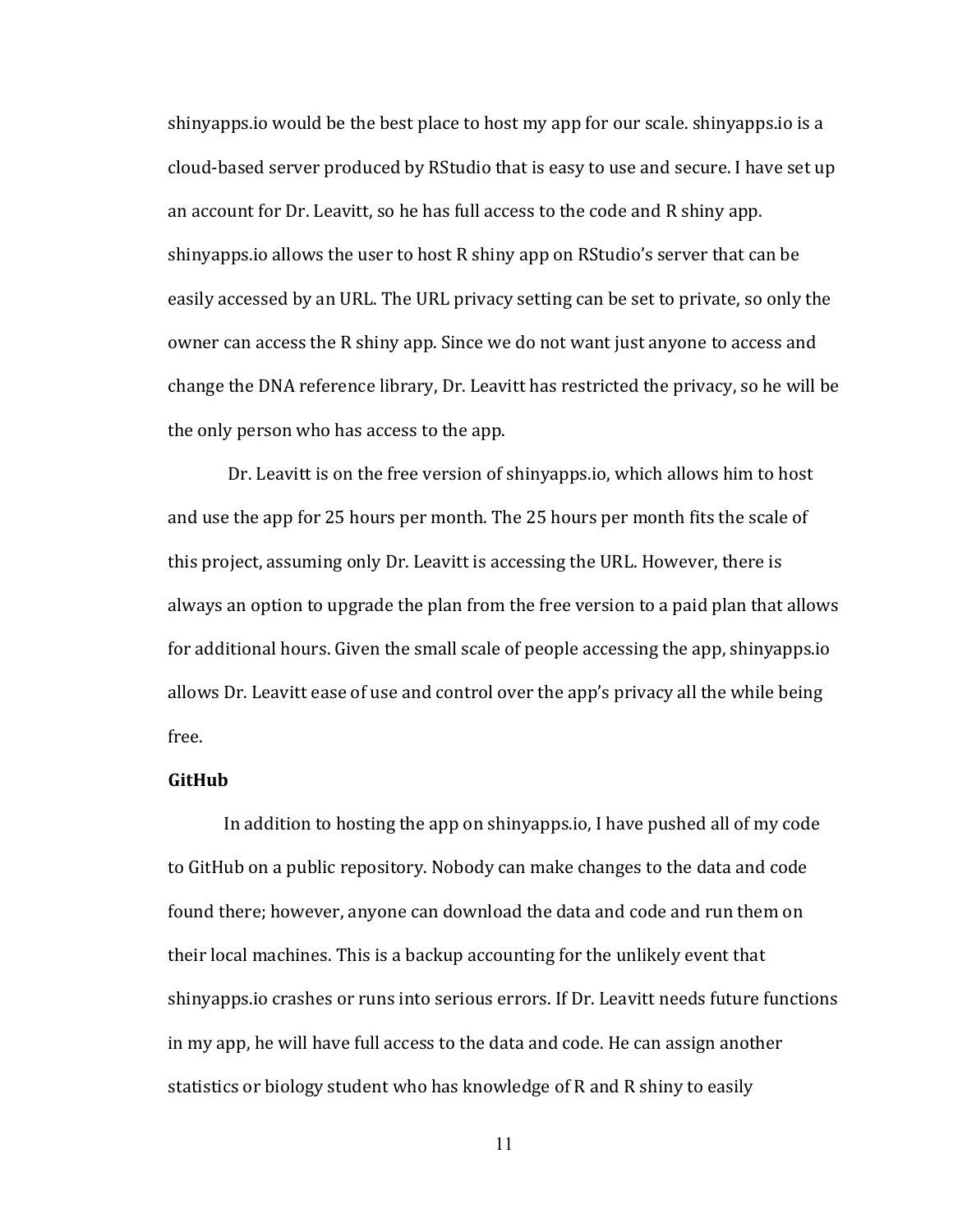shinyapps.io would be the best place to host my app for our scale. shinyapps.io is a cloud-based server produced by RStudio that is easy to use and secure. I have set up an account for Dr. Leavitt, so he has full access to the code and R shiny app. shinyapps.io allows the user to host R shiny app on RStudio's server that can be easily accessed by an URL. The URL privacy setting can be set to private, so only the owner can access the R shiny app. Since we do not want just anyone to access and change the DNA reference library, Dr. Leavitt has restricted the privacy, so he will be the only person who has access to the app.

Dr. Leavitt is on the free version of shinyapps.io, which allows him to host and use the app for 25 hours per month. The 25 hours per month fits the scale of this project, assuming only Dr. Leavitt is accessing the URL. However, there is always an option to upgrade the plan from the free version to a paid plan that allows for additional hours. Given the small scale of people accessing the app, shinyapps.io allows Dr. Leavitt ease of use and control over the app's privacy all the while being free.

**GitHub**

In addition to hosting the app on shinyapps.io, I have pushed all of my code to GitHub on a public repository. Nobody can make changes to the data and code found there; however, anyone can download the data and code and run them on their local machines. This is a backup accounting for the unlikely event that shinyapps.io crashes or runs into serious errors. If Dr. Leavitt needs future functions in my app, he will have full access to the data and code. He can assign another statistics or biology student who has knowledge of R and R shiny to easily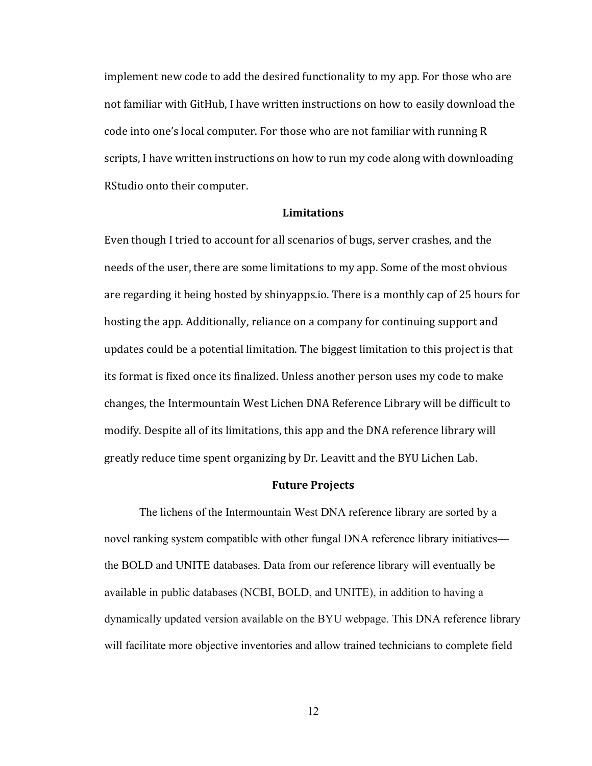implement new code to add the desired functionality to my app. For those who are not familiar with GitHub, I have written instructions on how to easily download the code into one's local computer. For those who are not familiar with running R scripts, I have written instructions on how to run my code along with downloading RStudio onto their computer.

## Limitations

Even though I tried to account for all scenarios of bugs, server crashes, and the needs of the user, there are some limitations to my app. Some of the most obvious are regarding it being hosted by shinyapps.io. There is a monthly cap of 25 hours for hosting the app. Additionally, reliance on a company for continuing support and updates could be a potential limitation. The biggest limitation to this project is that its format is fixed once its finalized. Unless another person uses my code to make changes, the Intermountain West Lichen DNA Reference Library will be difficult to modify. Despite all of its limitations, this app and the DNA reference library will greatly reduce time spent organizing by Dr. Leavitt and the BYU Lichen Lab.

## Future Projects

The lichens of the Intermountain West DNA reference library are sorted by a novel ranking system compatible with other fungal DNA reference library initiatives—the BOLD and UNITE databases. Data from our reference library will eventually be available in public databases (NCBI, BOLD, and UNITE), in addition to having a dynamically updated version available on the BYU webpage. This DNA reference library will facilitate more objective inventories and allow trained technicians to complete field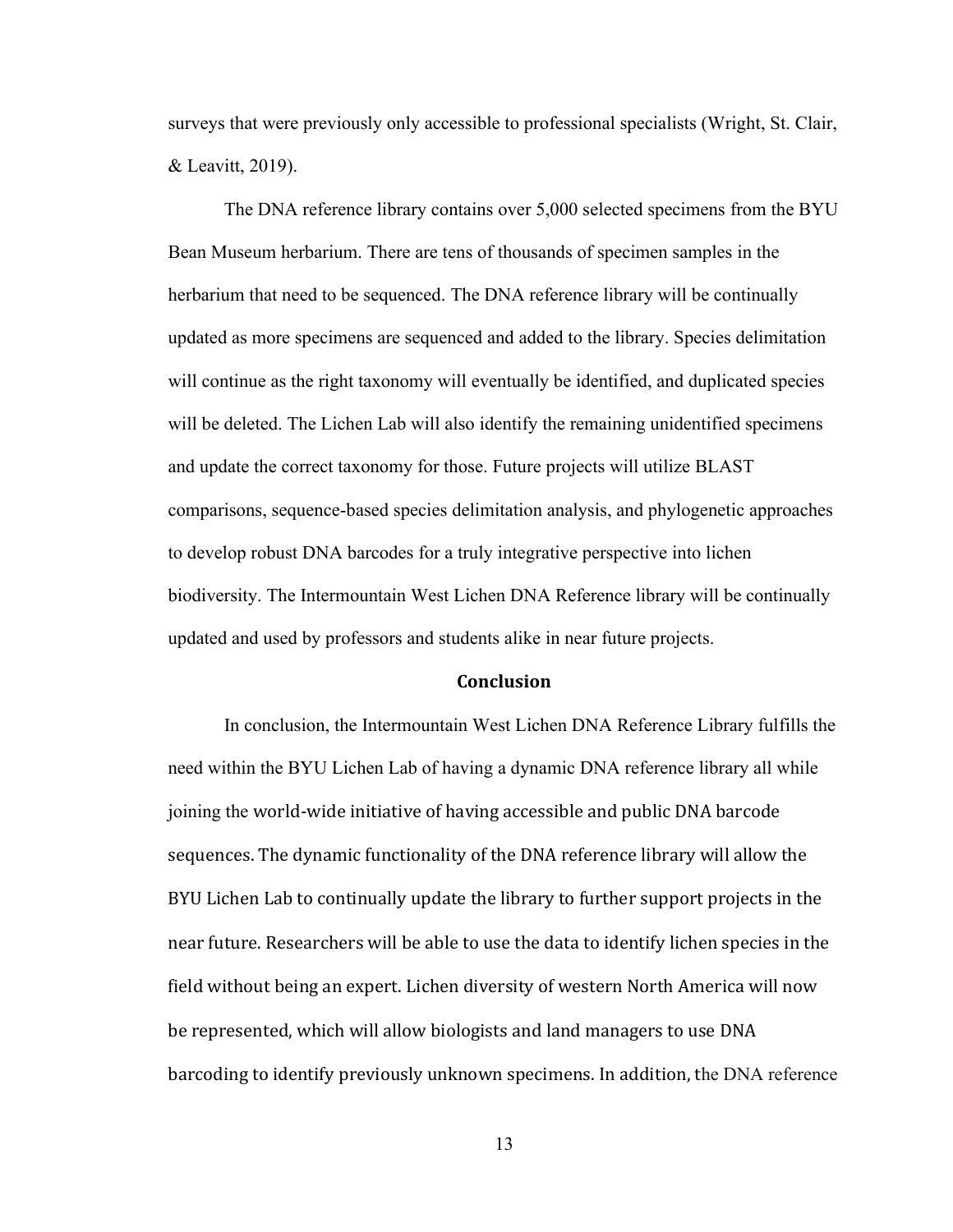surveys that were previously only accessible to professional specialists (Wright, St. Clair, & Leavitt, 2019).

The DNA reference library contains over 5,000 selected specimens from the BYU Bean Museum herbarium. There are tens of thousands of specimen samples in the herbarium that need to be sequenced. The DNA reference library will be continually updated as more specimens are sequenced and added to the library. Species delimitation will continue as the right taxonomy will eventually be identified, and duplicated species will be deleted. The Lichen Lab will also identify the remaining unidentified specimens and update the correct taxonomy for those. Future projects will utilize BLAST comparisons, sequence-based species delimitation analysis, and phylogenetic approaches to develop robust DNA barcodes for a truly integrative perspective into lichen biodiversity. The Intermountain West Lichen DNA Reference library will be continually updated and used by professors and students alike in near future projects.

## Conclusion

In conclusion, the Intermountain West Lichen DNA Reference Library fulfills the need within the BYU Lichen Lab of having a dynamic DNA reference library all while joining the world-wide initiative of having accessible and public DNA barcode sequences. The dynamic functionality of the DNA reference library will allow the BYU Lichen Lab to continually update the library to further support projects in the near future. Researchers will be able to use the data to identify lichen species in the field without being an expert. Lichen diversity of western North America will now be represented, which will allow biologists and land managers to use DNA barcoding to identify previously unknown specimens. In addition, the DNA reference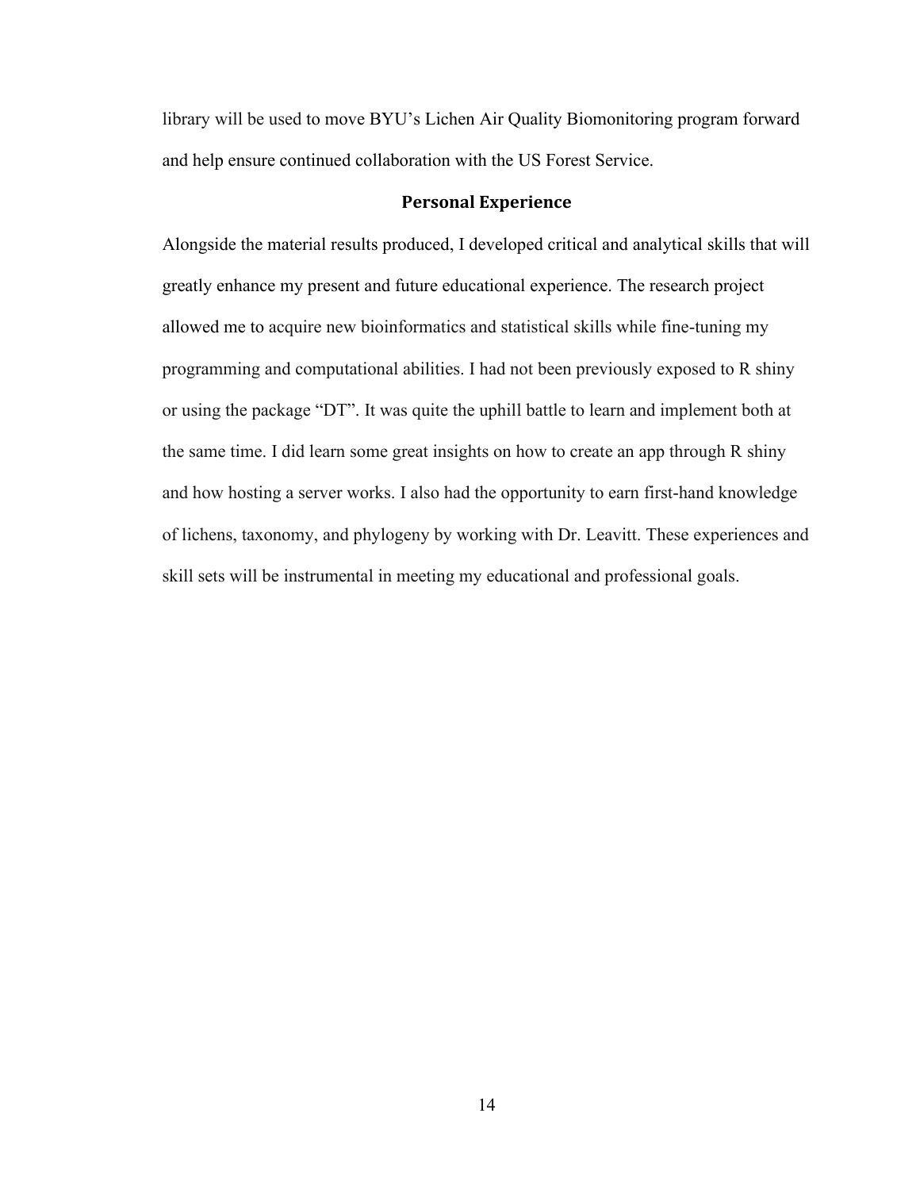library will be used to move BYU's Lichen Air Quality Biomonitoring program forward and help ensure continued collaboration with the US Forest Service.

## Personal Experience

Alongside the material results produced, I developed critical and analytical skills that will greatly enhance my present and future educational experience. The research project allowed me to acquire new bioinformatics and statistical skills while fine-tuning my programming and computational abilities. I had not been previously exposed to R shiny or using the package "DT". It was quite the uphill battle to learn and implement both at the same time. I did learn some great insights on how to create an app through R shiny and how hosting a server works. I also had the opportunity to earn first-hand knowledge of lichens, taxonomy, and phylogeny by working with Dr. Leavitt. These experiences and skill sets will be instrumental in meeting my educational and professional goals.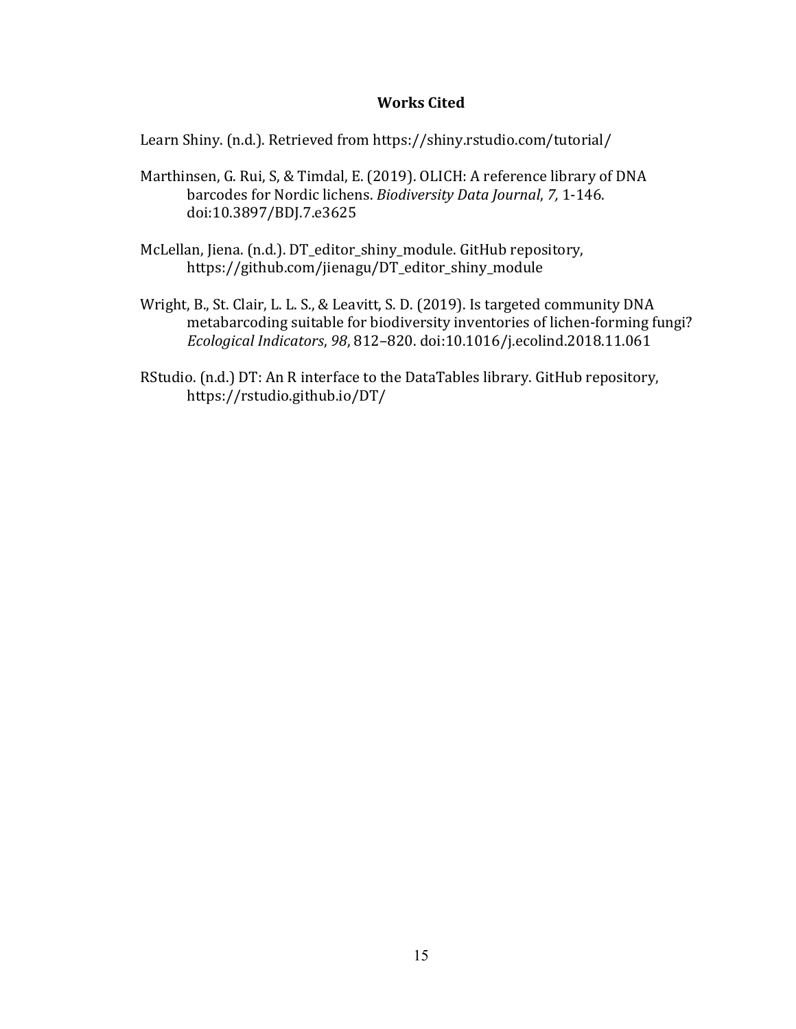**Works Cited**

Learn Shiny. (n.d.). Retrieved from https://shiny.rstudio.com/tutorial/

Marthinsen, G. Rui, S, & Timdal, E. (2019). OLICH: A reference library of DNA barcodes for Nordic lichens. *Biodiversity Data Journal*, *7,* 1-146. doi:10.3897/BDJ.7.e3625

McLellan, Jiena. (n.d.). DT_editor_shiny_module. GitHub repository, https://github.com/jienagu/DT_editor_shiny_module

Wright, B., St. Clair, L. L. S., & Leavitt, S. D. (2019). Is targeted community DNA metabarcoding suitable for biodiversity inventories of lichen-forming fungi? *Ecological Indicators*, *98*, 812–820. doi:10.1016/j.ecolind.2018.11.061

RStudio. (n.d.) DT: An R interface to the DataTables library. GitHub repository, https://rstudio.github.io/DT/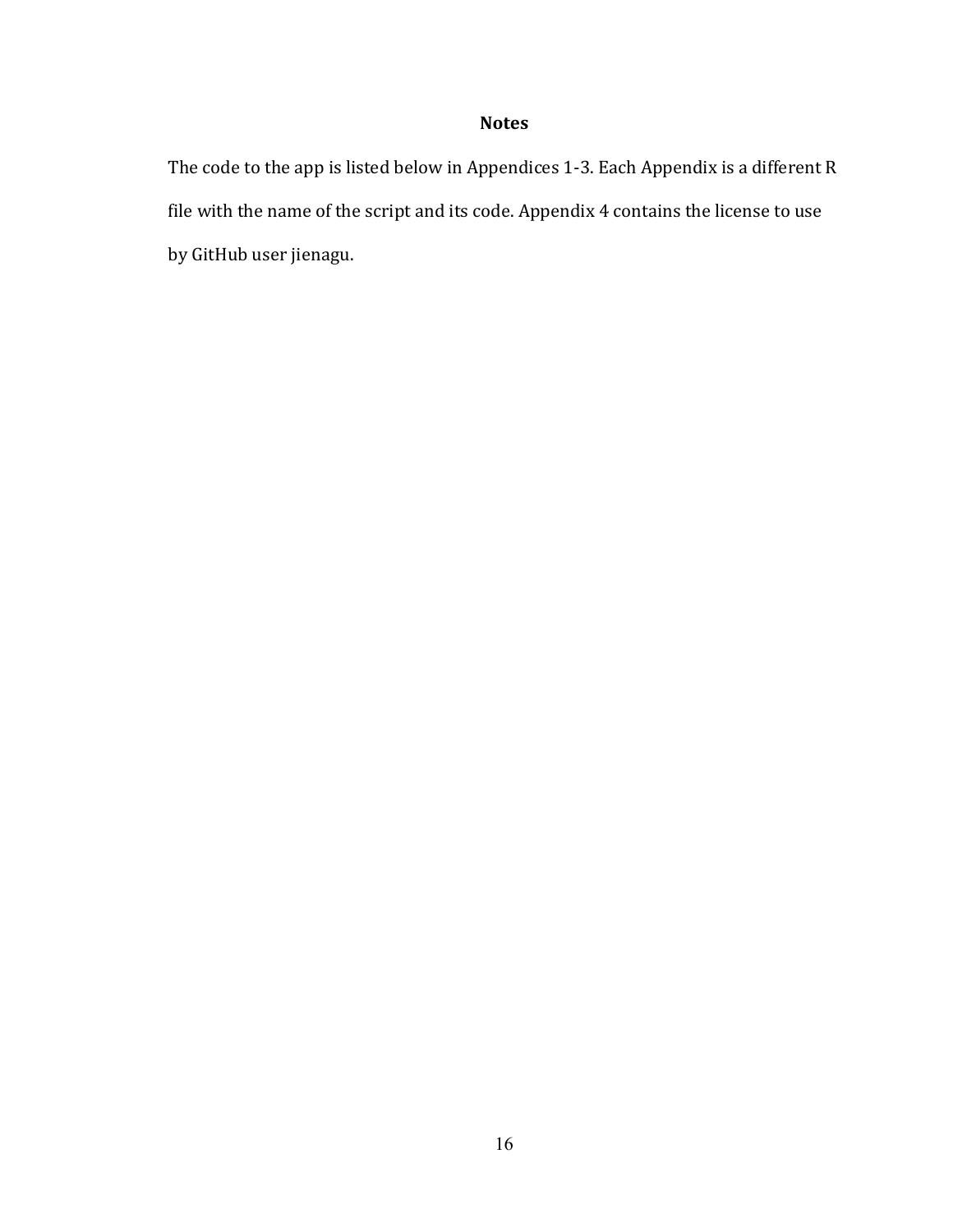## Notes

The code to the app is listed below in Appendices 1-3. Each Appendix is a different R file with the name of the script and its code. Appendix 4 contains the license to use by GitHub user jienagu.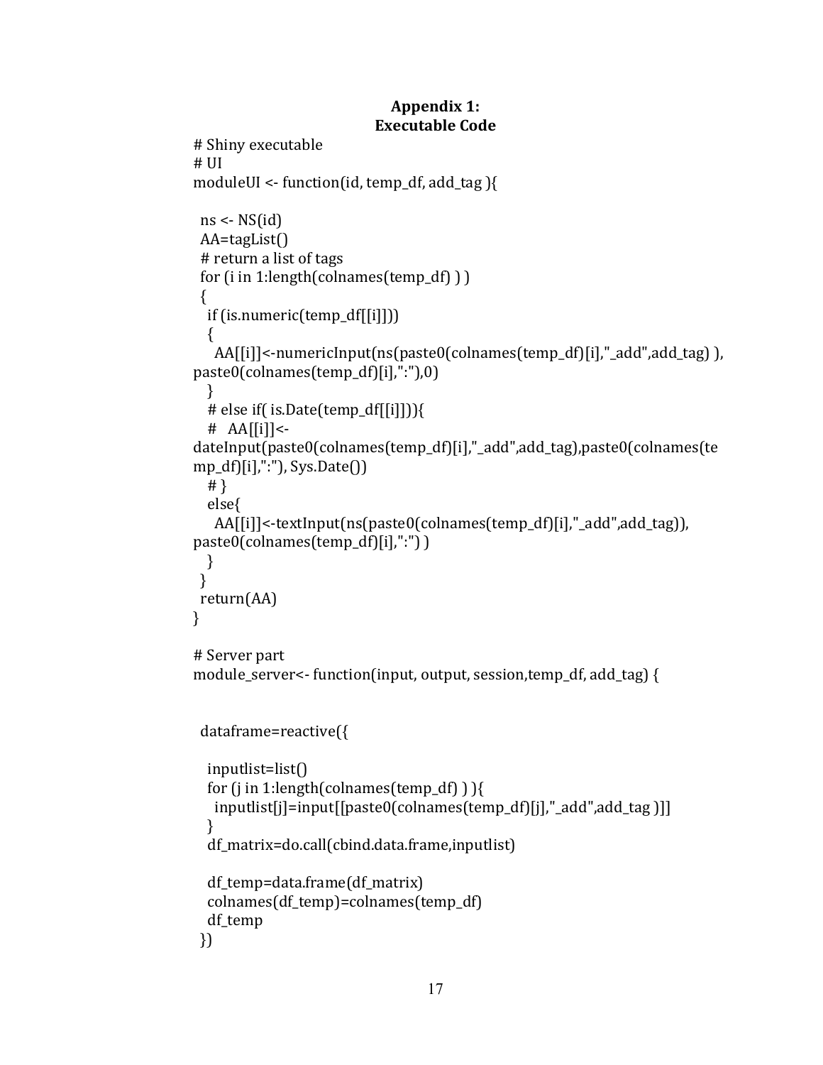**Appendix 1:**
**Executable Code**

```
# Shiny executable
# UI
moduleUI <- function(id, temp_df, add_tag ){

  ns <- NS(id)
  AA=tagList()
  # return a list of tags
  for (i in 1:length(colnames(temp_df) ) )
  {
    if (is.numeric(temp_df[[i]]))
    {
      AA[[i]]<-numericInput(ns(paste0(colnames(temp_df)[i],"_add",add_tag) ),
paste0(colnames(temp_df)[i],":"),0)
    }
    # else if( is.Date(temp_df[[i]])){
    #   AA[[i]]<-
dateInput(paste0(colnames(temp_df)[i],"_add",add_tag),paste0(colnames(te
mp_df)[i],":"), Sys.Date())
    # }
    else{
      AA[[i]]<-textInput(ns(paste0(colnames(temp_df)[i],"_add",add_tag)),
paste0(colnames(temp_df)[i],":") )
    }
  }
  return(AA)
}

# Server part
module_server<- function(input, output, session,temp_df, add_tag) {


  dataframe=reactive({

    inputlist=list()
    for (j in 1:length(colnames(temp_df) ) ){
      inputlist[j]=input[[paste0(colnames(temp_df)[j],"_add",add_tag )]]
    }
    df_matrix=do.call(cbind.data.frame,inputlist)

    df_temp=data.frame(df_matrix)
    colnames(df_temp)=colnames(temp_df)
    df_temp
  })
```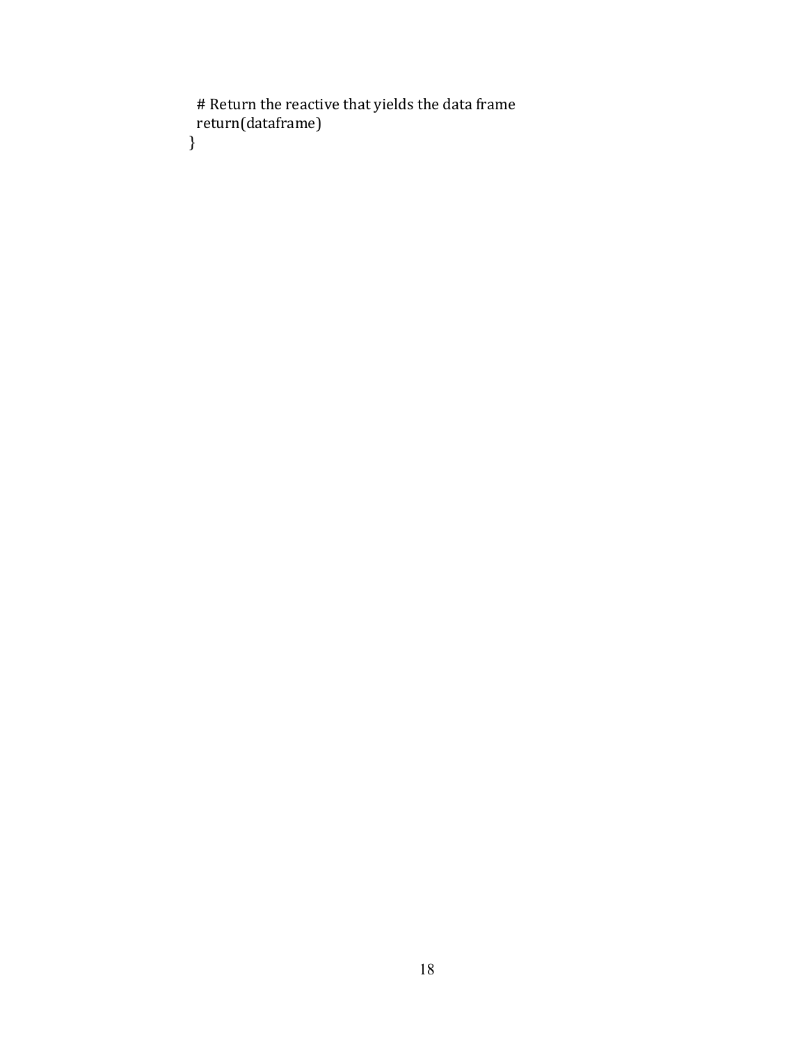```
  # Return the reactive that yields the data frame
  return(dataframe)
}
```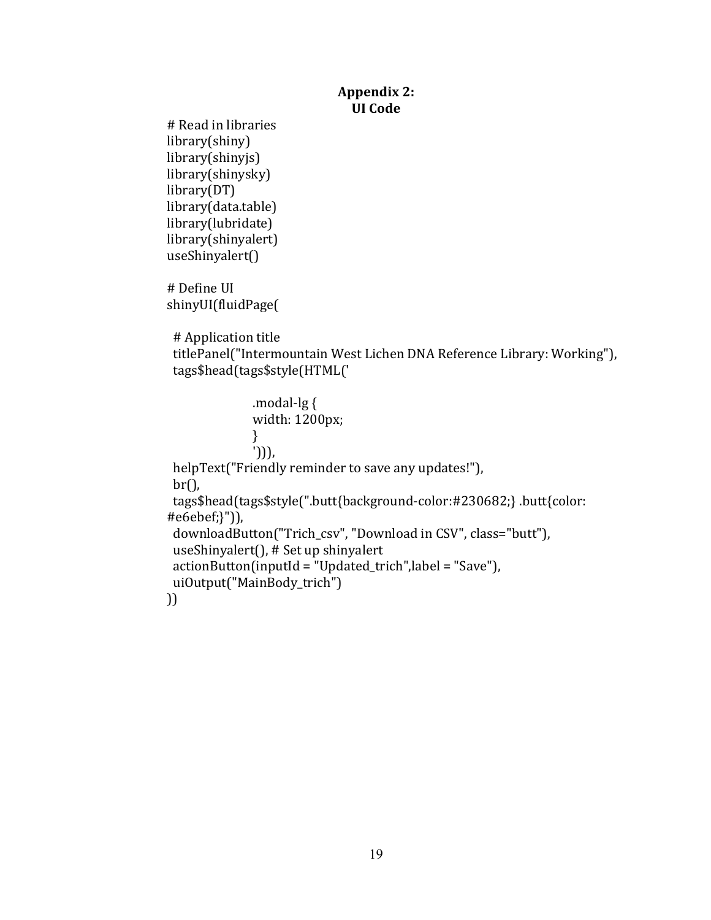## Appendix 2:
## UI Code

```
# Read in libraries
library(shiny)
library(shinyjs)
library(shinysky)
library(DT)
library(data.table)
library(lubridate)
library(shinyalert)
useShinyalert()

# Define UI
shinyUI(fluidPage(

  # Application title
  titlePanel("Intermountain West Lichen DNA Reference Library: Working"),
  tags$head(tags$style(HTML('

                    .modal-lg {
                    width: 1200px;
                    }
                    '))),
  helpText("Friendly reminder to save any updates!"),
  br(),
  tags$head(tags$style(".butt{background-color:#230682;} .butt{color:
#e6ebef;}")),
  downloadButton("Trich_csv", "Download in CSV", class="butt"),
  useShinyalert(), # Set up shinyalert
  actionButton(inputId = "Updated_trich",label = "Save"),
  uiOutput("MainBody_trich")
))
```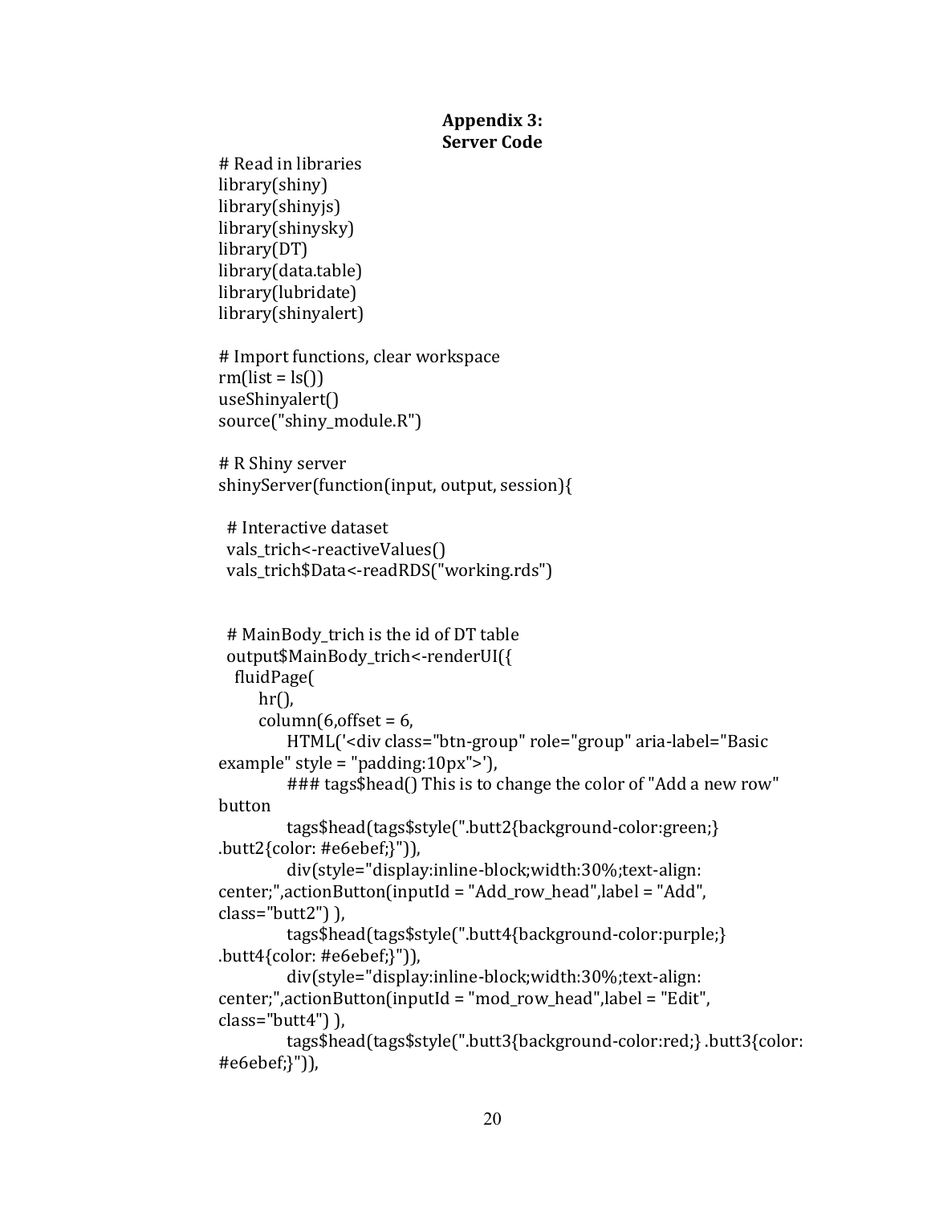**Appendix 3:**
**Server Code**

```
# Read in libraries
library(shiny)
library(shinyjs)
library(shinysky)
library(DT)
library(data.table)
library(lubridate)
library(shinyalert)

# Import functions, clear workspace
rm(list = ls())
useShinyalert()
source("shiny_module.R")

# R Shiny server
shinyServer(function(input, output, session){

  # Interactive dataset
  vals_trich<-reactiveValues()
  vals_trich$Data<-readRDS("working.rds")


  # MainBody_trich is the id of DT table
  output$MainBody_trich<-renderUI({
    fluidPage(
        hr(),
        column(6,offset = 6,
             HTML('<div class="btn-group" role="group" aria-label="Basic
example" style = "padding:10px">'),
             ### tags$head() This is to change the color of "Add a new row"
button
             tags$head(tags$style(".butt2{background-color:green;}
.butt2{color: #e6ebef;}")),
             div(style="display:inline-block;width:30%;text-align:
center;",actionButton(inputId = "Add_row_head",label = "Add",
class="butt2") ),
             tags$head(tags$style(".butt4{background-color:purple;}
.butt4{color: #e6ebef;}")),
             div(style="display:inline-block;width:30%;text-align:
center;",actionButton(inputId = "mod_row_head",label = "Edit",
class="butt4") ),
             tags$head(tags$style(".butt3{background-color:red;} .butt3{color:
#e6ebef;}")),
```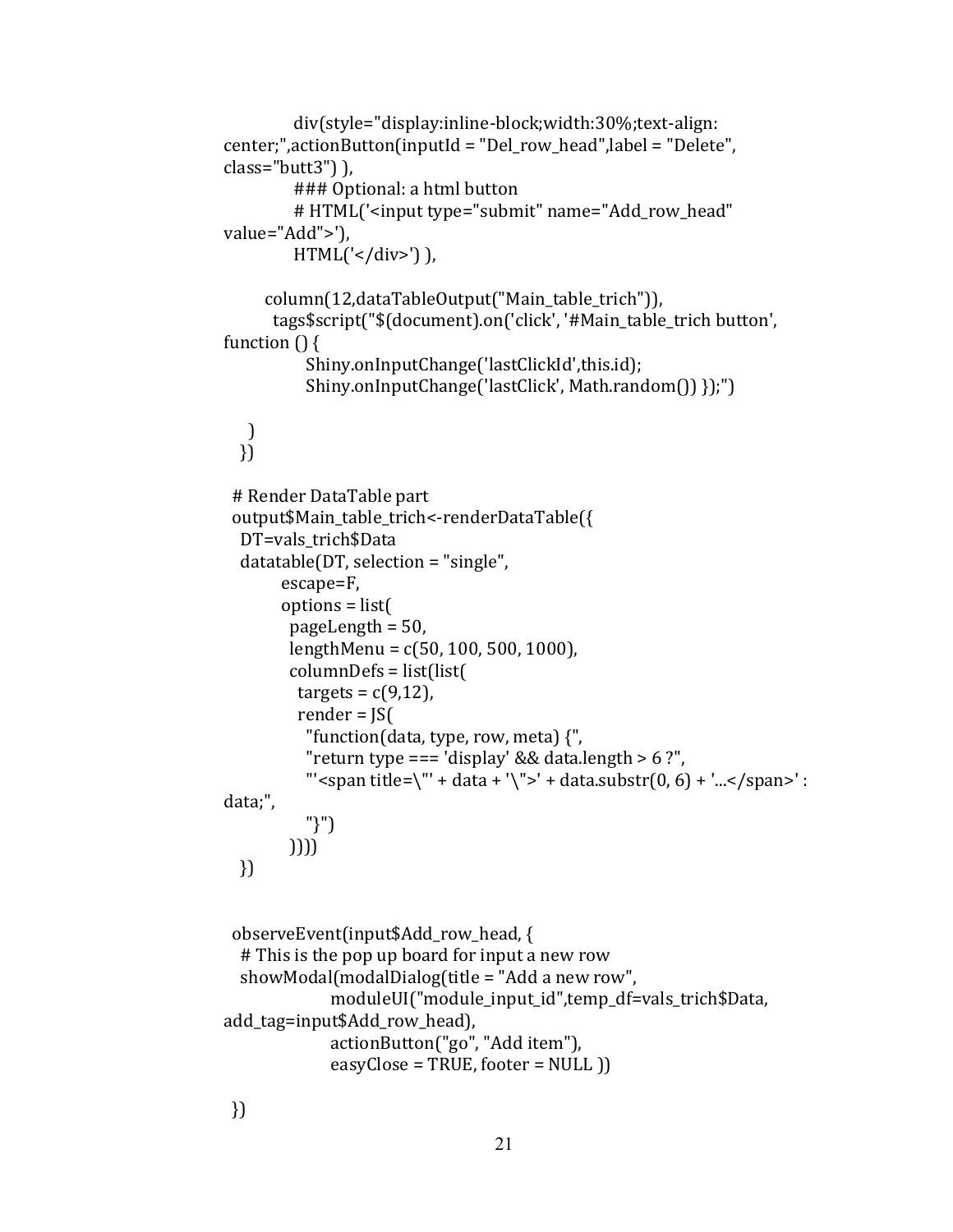```
            div(style="display:inline-block;width:30%;text-align:
center;",actionButton(inputId = "Del_row_head",label = "Delete",
class="butt3") ),
            ### Optional: a html button
            # HTML('<input type="submit" name="Add_row_head"
value="Add">'),
            HTML('</div>') ),

        column(12,dataTableOutput("Main_table_trich")),
         tags$script("$(document).on('click', '#Main_table_trich button',
function () {
               Shiny.onInputChange('lastClickId',this.id);
               Shiny.onInputChange('lastClick', Math.random()) });")

     )
   })

  # Render DataTable part
  output$Main_table_trich<-renderDataTable({
   DT=vals_trich$Data
   datatable(DT, selection = "single",
           escape=F,
           options = list(
            pageLength = 50,
            lengthMenu = c(50, 100, 500, 1000),
            columnDefs = list(list(
             targets = c(9,12),
             render = JS(
              "function(data, type, row, meta) {",
              "return type === 'display' && data.length > 6 ?",
              "'<span title=\"' + data + '\">' + data.substr(0, 6) + '...</span>' :
data;",
              "}")
            ))))
   })


  observeEvent(input$Add_row_head, {
   # This is the pop up board for input a new row
   showModal(modalDialog(title = "Add a new row",
                    moduleUI("module_input_id",temp_df=vals_trich$Data,
add_tag=input$Add_row_head),
                    actionButton("go", "Add item"),
                    easyClose = TRUE, footer = NULL ))

  })
```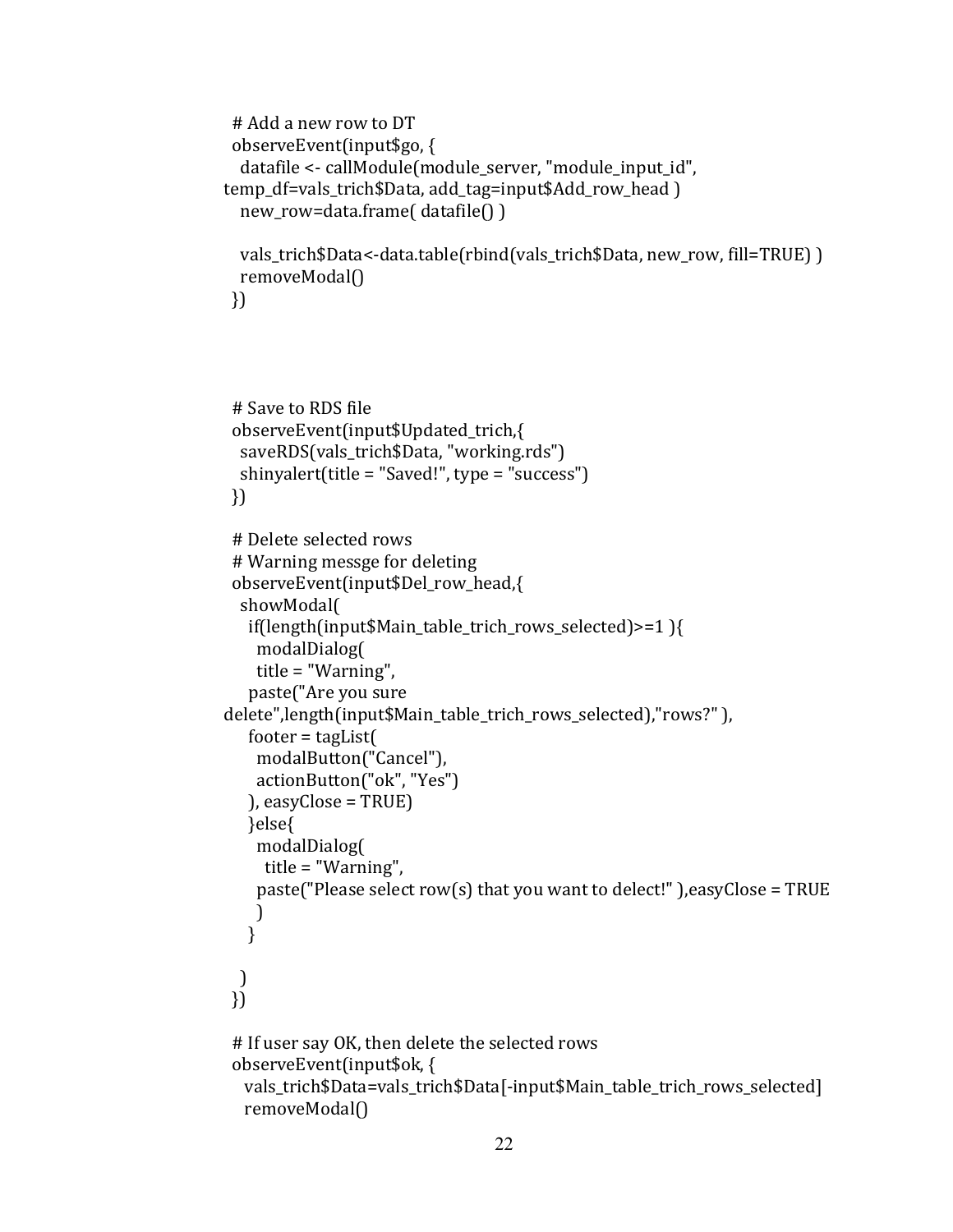```
# Add a new row to DT
observeEvent(input$go, {
  datafile <- callModule(module_server, "module_input_id",
temp_df=vals_trich$Data, add_tag=input$Add_row_head )
  new_row=data.frame( datafile() )

  vals_trich$Data<-data.table(rbind(vals_trich$Data, new_row, fill=TRUE) )
  removeModal()
})




# Save to RDS file
observeEvent(input$Updated_trich,{
  saveRDS(vals_trich$Data, "working.rds")
  shinyalert(title = "Saved!", type = "success")
})

# Delete selected rows
# Warning messge for deleting
observeEvent(input$Del_row_head,{
  showModal(
    if(length(input$Main_table_trich_rows_selected)>=1 ){
      modalDialog(
      title = "Warning",
    paste("Are you sure
delete",length(input$Main_table_trich_rows_selected),"rows?" ),
    footer = tagList(
      modalButton("Cancel"),
      actionButton("ok", "Yes")
    ), easyClose = TRUE)
    }else{
      modalDialog(
        title = "Warning",
      paste("Please select row(s) that you want to delect!" ),easyClose = TRUE
      )
    }

  )
})

# If user say OK, then delete the selected rows
observeEvent(input$ok, {
  vals_trich$Data=vals_trich$Data[-input$Main_table_trich_rows_selected]
  removeModal()
```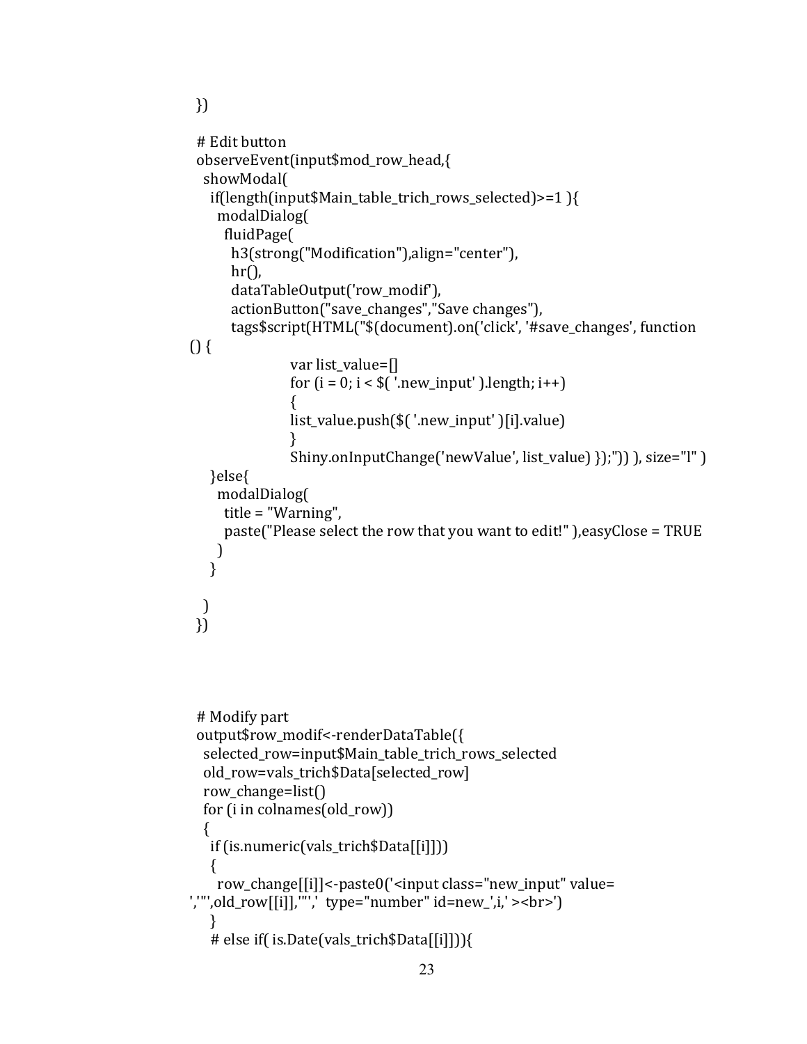```r
  })

  # Edit button
  observeEvent(input$mod_row_head,{
    showModal(
      if(length(input$Main_table_trich_rows_selected)>=1 ){
        modalDialog(
          fluidPage(
            h3(strong("Modification"),align="center"),
            hr(),
            dataTableOutput('row_modif'),
            actionButton("save_changes","Save changes"),
            tags$script(HTML("$(document).on('click', '#save_changes', function
() {
                        var list_value=[]
                        for (i = 0; i < $( '.new_input' ).length; i++)
                        {
                        list_value.push($( '.new_input' )[i].value)
                        }
                        Shiny.onInputChange('newValue', list_value) });")) ), size="l" )
      }else{
        modalDialog(
          title = "Warning",
          paste("Please select the row that you want to edit!" ),easyClose = TRUE
        )
      }

    )
  })




  # Modify part
  output$row_modif<-renderDataTable({
    selected_row=input$Main_table_trich_rows_selected
    old_row=vals_trich$Data[selected_row]
    row_change=list()
    for (i in colnames(old_row))
    {
      if (is.numeric(vals_trich$Data[[i]]))
      {
        row_change[[i]]<-paste0('<input class="new_input" value=
','"',old_row[[i]],'"','  type="number" id=new_',i,' ><br>')
      }
      # else if( is.Date(vals_trich$Data[[i]])){
```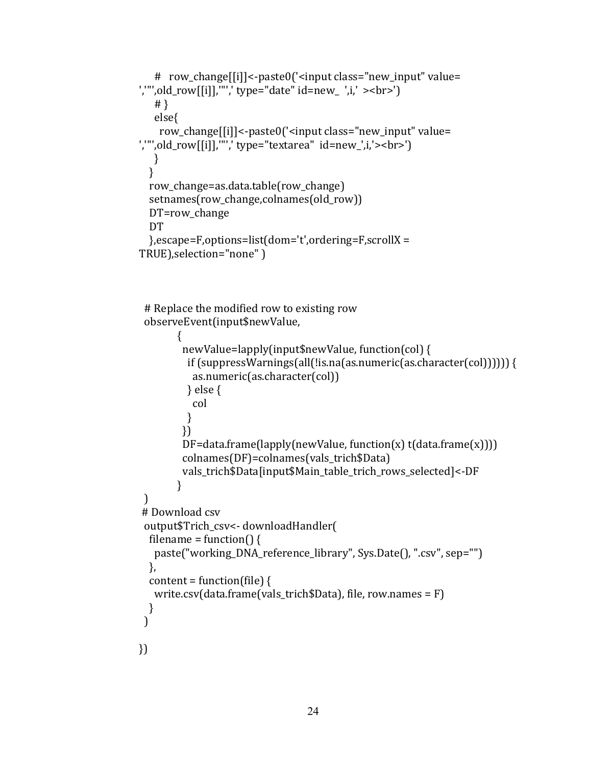```
      #   row_change[[i]]<-paste0('<input class="new_input" value=
','"',old_row[[i]],'"',' type="date" id=new_  ',i,'  ><br>')
      # }
      else{
        row_change[[i]]<-paste0('<input class="new_input" value=
','"',old_row[[i]],'"',' type="textarea"  id=new_',i,'><br>')
      }
    }
    row_change=as.data.table(row_change)
    setnames(row_change,colnames(old_row))
    DT=row_change
    DT
    },escape=F,options=list(dom='t',ordering=F,scrollX =
 TRUE),selection="none" )



  # Replace the modified row to existing row
  observeEvent(input$newValue,
            {
              newValue=lapply(input$newValue, function(col) {
                if (suppressWarnings(all(!is.na(as.numeric(as.character(col)))))) {
                  as.numeric(as.character(col))
                } else {
                  col
                }
              })
              DF=data.frame(lapply(newValue, function(x) t(data.frame(x))))
              colnames(DF)=colnames(vals_trich$Data)
              vals_trich$Data[input$Main_table_trich_rows_selected]<-DF
            }
  )
 # Download csv
  output$Trich_csv<- downloadHandler(
    filename = function() {
      paste("working_DNA_reference_library", Sys.Date(), ".csv", sep="")
    },
    content = function(file) {
      write.csv(data.frame(vals_trich$Data), file, row.names = F)
    }
  )

})
```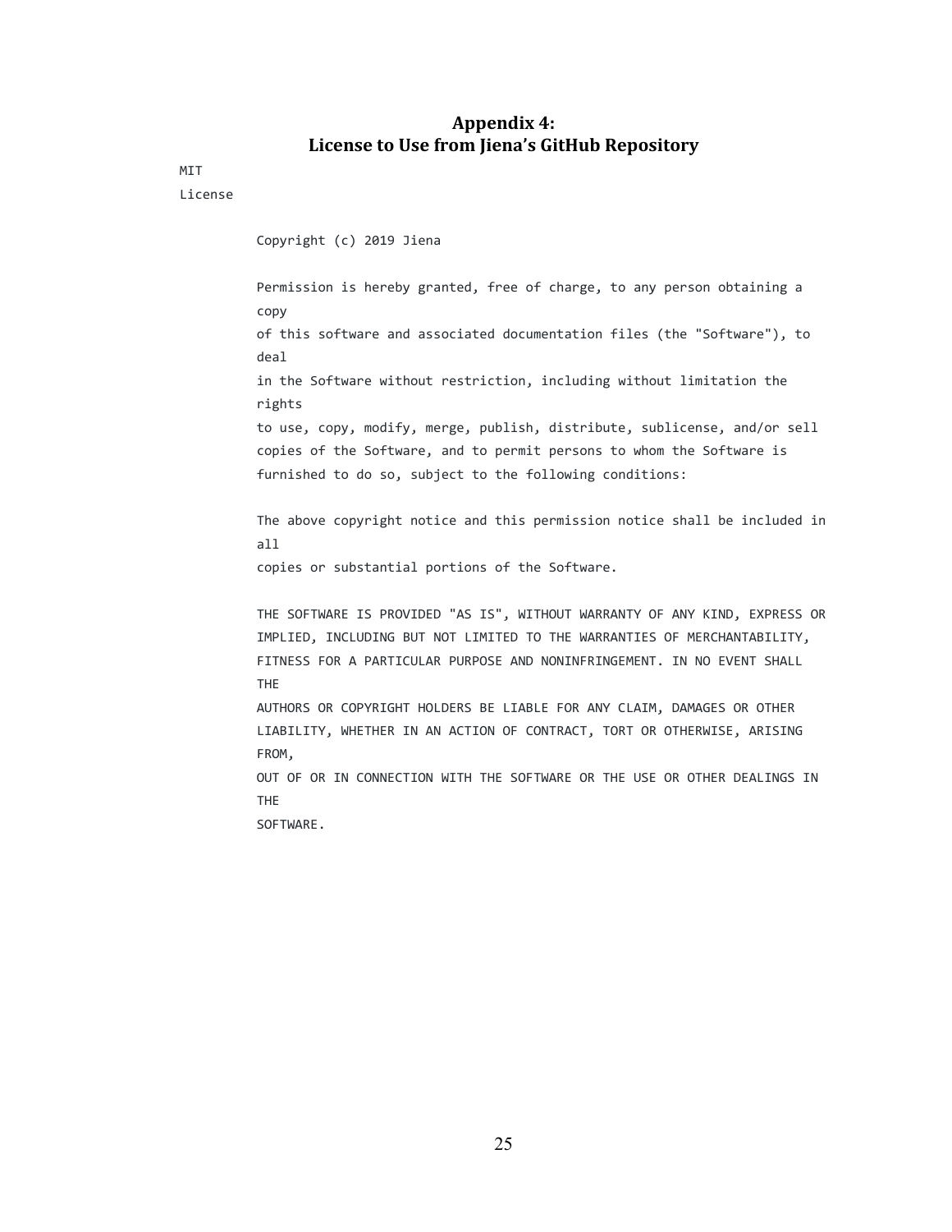## Appendix 4:
## License to Use from Jiena's GitHub Repository

MIT

License

```
Copyright (c) 2019 Jiena

Permission is hereby granted, free of charge, to any person obtaining a
copy
of this software and associated documentation files (the "Software"), to
deal
in the Software without restriction, including without limitation the
rights
to use, copy, modify, merge, publish, distribute, sublicense, and/or sell
copies of the Software, and to permit persons to whom the Software is
furnished to do so, subject to the following conditions:

The above copyright notice and this permission notice shall be included in
all
copies or substantial portions of the Software.

THE SOFTWARE IS PROVIDED "AS IS", WITHOUT WARRANTY OF ANY KIND, EXPRESS OR
IMPLIED, INCLUDING BUT NOT LIMITED TO THE WARRANTIES OF MERCHANTABILITY,
FITNESS FOR A PARTICULAR PURPOSE AND NONINFRINGEMENT. IN NO EVENT SHALL
THE
AUTHORS OR COPYRIGHT HOLDERS BE LIABLE FOR ANY CLAIM, DAMAGES OR OTHER
LIABILITY, WHETHER IN AN ACTION OF CONTRACT, TORT OR OTHERWISE, ARISING
FROM,
OUT OF OR IN CONNECTION WITH THE SOFTWARE OR THE USE OR OTHER DEALINGS IN
THE
SOFTWARE.
```